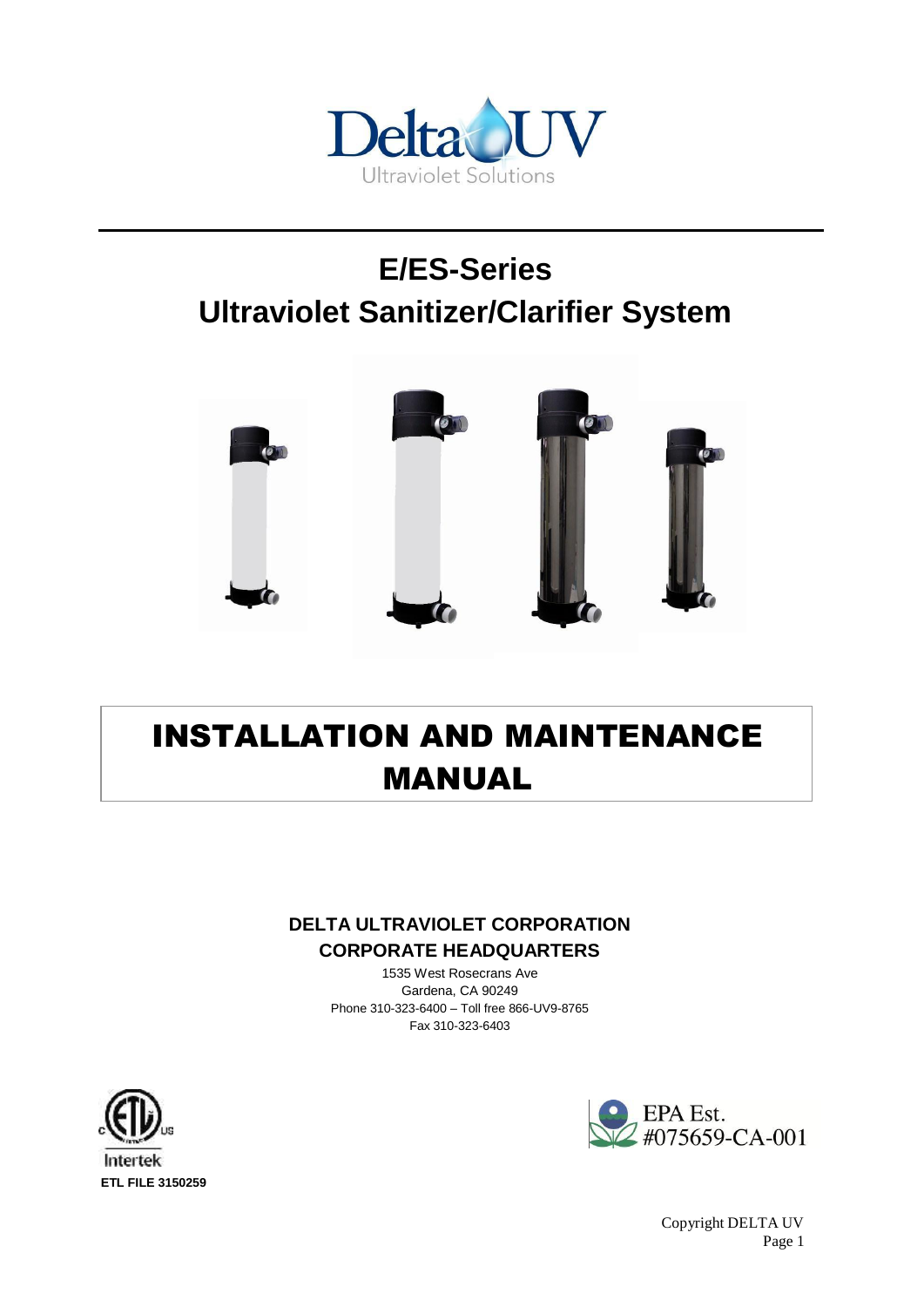Delta UV

Ultraviolet Solutions

# E/ES-Series

# Ultraviolet Sanitizer/Clarifier System

# INSTALLATION AND MAINTENANCE MANUAL

**DELTA ULTRAVIOLET CORPORATION**

**CORPORATE HEADQUARTERS**

1535 West Rosecrans Ave

Gardena, CA 90249

Phone 310-323-6400 – Toll free 866-UV9-8765

Fax 310-323-6403

Intertek

**ETL FILE 3150259**

EPA Est.
#075659-CA-001

Copyright DELTA UV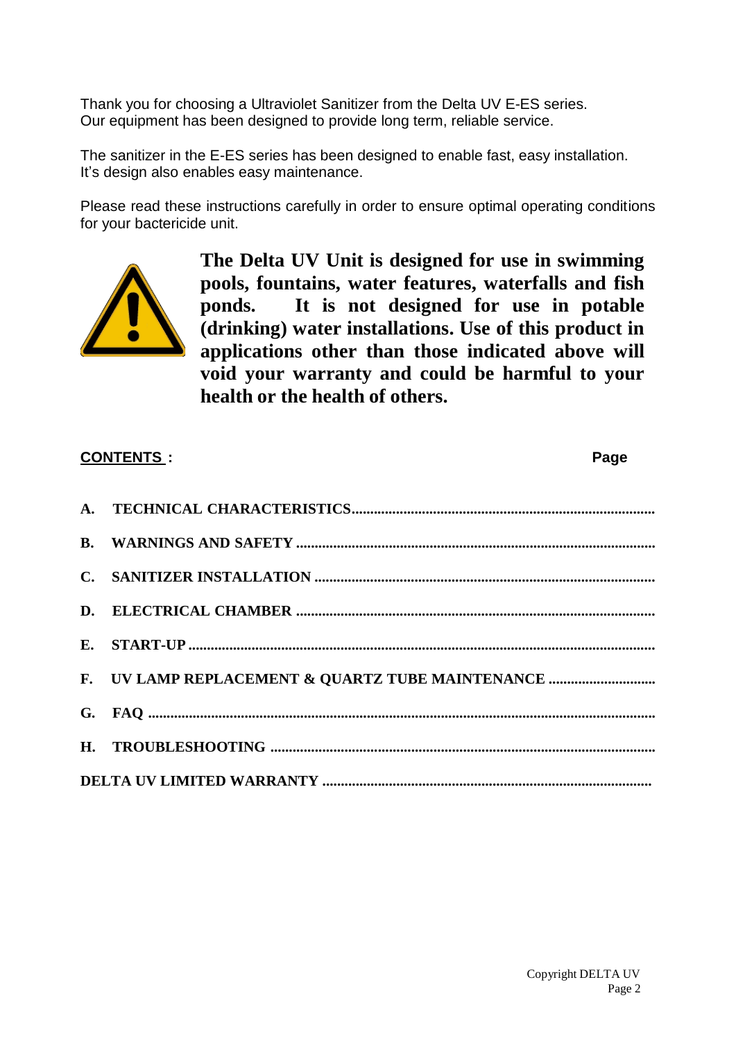Thank you for choosing a Ultraviolet Sanitizer from the Delta UV E-ES series.
Our equipment has been designed to provide long term, reliable service.

The sanitizer in the E-ES series has been designed to enable fast, easy installation.
It's design also enables easy maintenance.

Please read these instructions carefully in order to ensure optimal operating conditions for your bactericide unit.

**The Delta UV Unit is designed for use in swimming pools, fountains, water features, waterfalls and fish ponds. It is not designed for use in potable (drinking) water installations. Use of this product in applications other than those indicated above will void your warranty and could be harmful to your health or the health of others.**

**CONTENTS :** **Page**

**A. TECHNICAL CHARACTERISTICS.................................................................................**

**B. WARNINGS AND SAFETY ................................................................................................**

**C. SANITIZER INSTALLATION ...........................................................................................**

**D. ELECTRICAL CHAMBER ................................................................................................**

**E. START-UP .............................................................................................................................**

**F. UV LAMP REPLACEMENT & QUARTZ TUBE MAINTENANCE ............................**

**G. FAQ .......................................................................................................................................**

**H. TROUBLESHOOTING .......................................................................................................**

**DELTA UV LIMITED WARRANTY ........................................................................................**

Copyright DELTA UV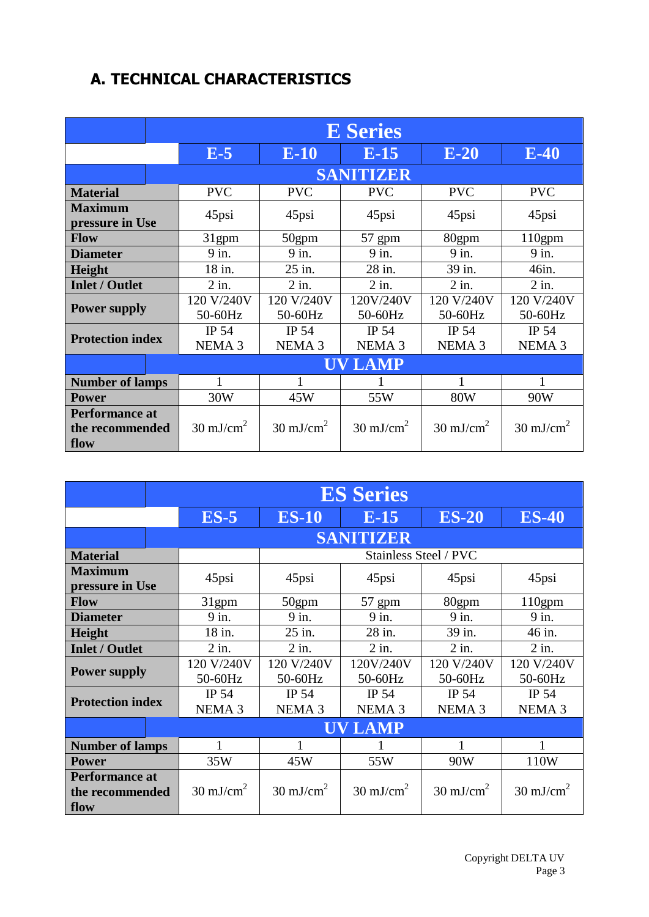## A. TECHNICAL CHARACTERISTICS

| | E Series | | | | |
|---|---|---|---|---|---|
| | E-5 | E-10 | E-15 | E-20 | E-40 |
| | SANITIZER | | | | |
| **Material** | PVC | PVC | PVC | PVC | PVC |
| **Maximum pressure in Use** | 45psi | 45psi | 45psi | 45psi | 45psi |
| **Flow** | 31gpm | 50gpm | 57 gpm | 80gpm | 110gpm |
| **Diameter** | 9 in. | 9 in. | 9 in. | 9 in. | 9 in. |
| **Height** | 18 in. | 25 in. | 28 in. | 39 in. | 46in. |
| **Inlet / Outlet** | 2 in. | 2 in. | 2 in. | 2 in. | 2 in. |
| **Power supply** | 120 V/240V 50-60Hz | 120 V/240V 50-60Hz | 120V/240V 50-60Hz | 120 V/240V 50-60Hz | 120 V/240V 50-60Hz |
| **Protection index** | IP 54 NEMA 3 | IP 54 NEMA 3 | IP 54 NEMA 3 | IP 54 NEMA 3 | IP 54 NEMA 3 |
| | UV LAMP | | | | |
| **Number of lamps** | 1 | 1 | 1 | 1 | 1 |
| **Power** | 30W | 45W | 55W | 80W | 90W |
| **Performance at the recommended flow** | 30 mJ/cm$^2$ | 30 mJ/cm$^2$ | 30 mJ/cm$^2$ | 30 mJ/cm$^2$ | 30 mJ/cm$^2$ |

| | ES Series | | | | |
|---|---|---|---|---|---|
| | ES-5 | ES-10 | E-15 | ES-20 | ES-40 |
| | SANITIZER | | | | |
| **Material** | | Stainless Steel / PVC | | | |
| **Maximum pressure in Use** | 45psi | 45psi | 45psi | 45psi | 45psi |
| **Flow** | 31gpm | 50gpm | 57 gpm | 80gpm | 110gpm |
| **Diameter** | 9 in. | 9 in. | 9 in. | 9 in. | 9 in. |
| **Height** | 18 in. | 25 in. | 28 in. | 39 in. | 46 in. |
| **Inlet / Outlet** | 2 in. | 2 in. | 2 in. | 2 in. | 2 in. |
| **Power supply** | 120 V/240V 50-60Hz | 120 V/240V 50-60Hz | 120V/240V 50-60Hz | 120 V/240V 50-60Hz | 120 V/240V 50-60Hz |
| **Protection index** | IP 54 NEMA 3 | IP 54 NEMA 3 | IP 54 NEMA 3 | IP 54 NEMA 3 | IP 54 NEMA 3 |
| | UV LAMP | | | | |
| **Number of lamps** | 1 | 1 | 1 | 1 | 1 |
| **Power** | 35W | 45W | 55W | 90W | 110W |
| **Performance at the recommended flow** | 30 mJ/cm$^2$ | 30 mJ/cm$^2$ | 30 mJ/cm$^2$ | 30 mJ/cm$^2$ | 30 mJ/cm$^2$ |

Copyright DELTA UV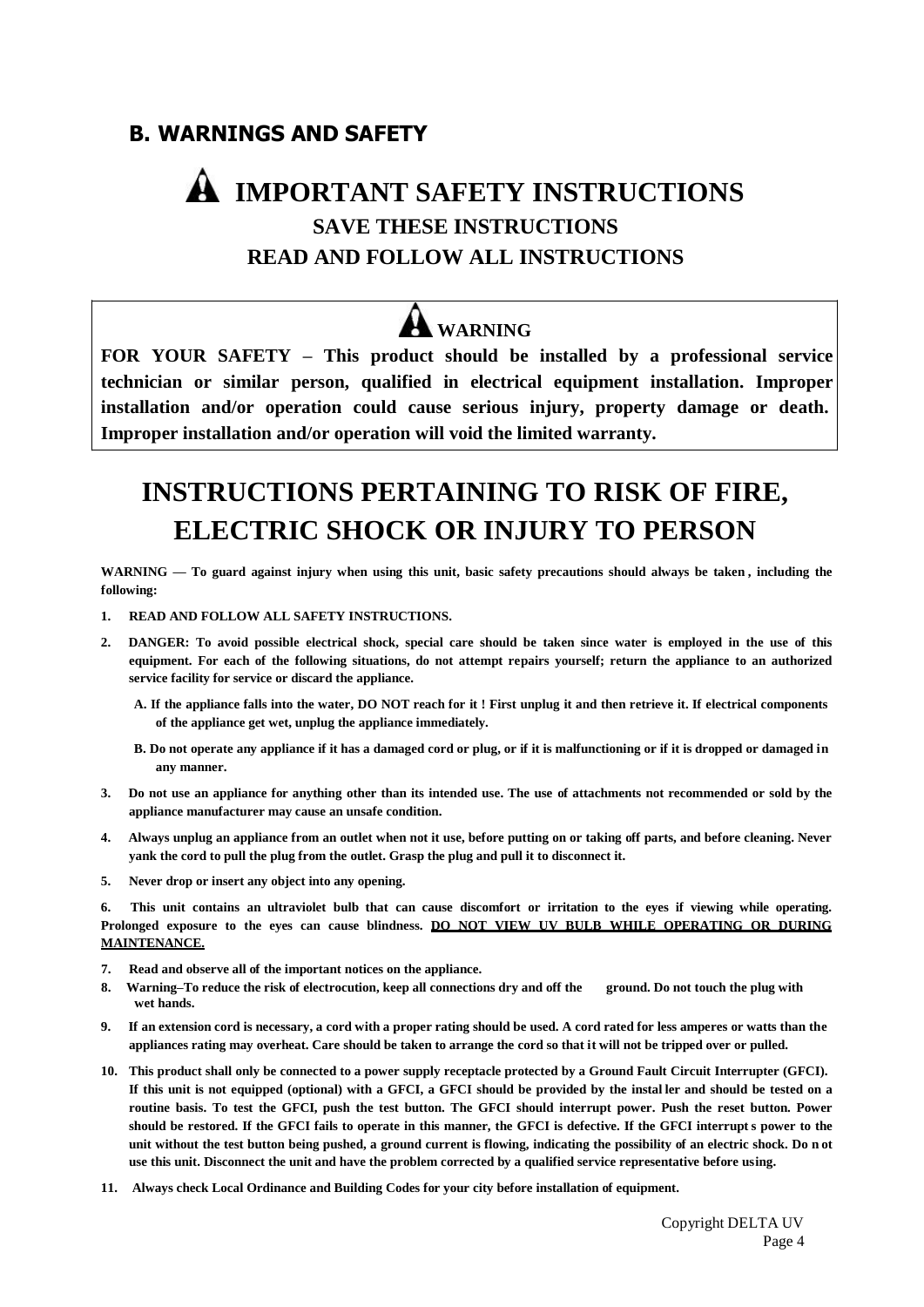## B. WARNINGS AND SAFETY

# ⚠ IMPORTANT SAFETY INSTRUCTIONS

### SAVE THESE INSTRUCTIONS

### READ AND FOLLOW ALL INSTRUCTIONS

> **⚠ WARNING**
>
> **FOR YOUR SAFETY – This product should be installed by a professional service technician or similar person, qualified in electrical equipment installation. Improper installation and/or operation could cause serious injury, property damage or death. Improper installation and/or operation will void the limited warranty.**

# INSTRUCTIONS PERTAINING TO RISK OF FIRE, ELECTRIC SHOCK OR INJURY TO PERSON

**WARNING — To guard against injury when using this unit, basic safety precautions should always be taken, including the following:**

1. **READ AND FOLLOW ALL SAFETY INSTRUCTIONS.**
2. **DANGER: To avoid possible electrical shock, special care should be taken since water is employed in the use of this equipment. For each of the following situations, do not attempt repairs yourself; return the appliance to an authorized service facility for service or discard the appliance.**
   - **A. If the appliance falls into the water, DO NOT reach for it ! First unplug it and then retrieve it. If electrical components of the appliance get wet, unplug the appliance immediately.**
   - **B. Do not operate any appliance if it has a damaged cord or plug, or if it is malfunctioning or if it is dropped or damaged in any manner.**
3. **Do not use an appliance for anything other than its intended use. The use of attachments not recommended or sold by the appliance manufacturer may cause an unsafe condition.**
4. **Always unplug an appliance from an outlet when not it use, before putting on or taking off parts, and before cleaning. Never yank the cord to pull the plug from the outlet. Grasp the plug and pull it to disconnect it.**
5. **Never drop or insert any object into any opening.**
6. **This unit contains an ultraviolet bulb that can cause discomfort or irritation to the eyes if viewing while operating. Prolonged exposure to the eyes can cause blindness. <u>DO NOT VIEW UV BULB WHILE OPERATING OR DURING MAINTENANCE.</u>**
7. **Read and observe all of the important notices on the appliance.**
8. **Warning–To reduce the risk of electrocution, keep all connections dry and off the ground. Do not touch the plug with wet hands.**
9. **If an extension cord is necessary, a cord with a proper rating should be used. A cord rated for less amperes or watts than the appliances rating may overheat. Care should be taken to arrange the cord so that it will not be tripped over or pulled.**
10. **This product shall only be connected to a power supply receptacle protected by a Ground Fault Circuit Interrupter (GFCI). If this unit is not equipped (optional) with a GFCI, a GFCI should be provided by the installer and should be tested on a routine basis. To test the GFCI, push the test button. The GFCI should interrupt power. Push the reset button. Power should be restored. If the GFCI fails to operate in this manner, the GFCI is defective. If the GFCI interrupts power to the unit without the test button being pushed, a ground current is flowing, indicating the possibility of an electric shock. Do not use this unit. Disconnect the unit and have the problem corrected by a qualified service representative before using.**
11. **Always check Local Ordinance and Building Codes for your city before installation of equipment.**

Copyright DELTA UV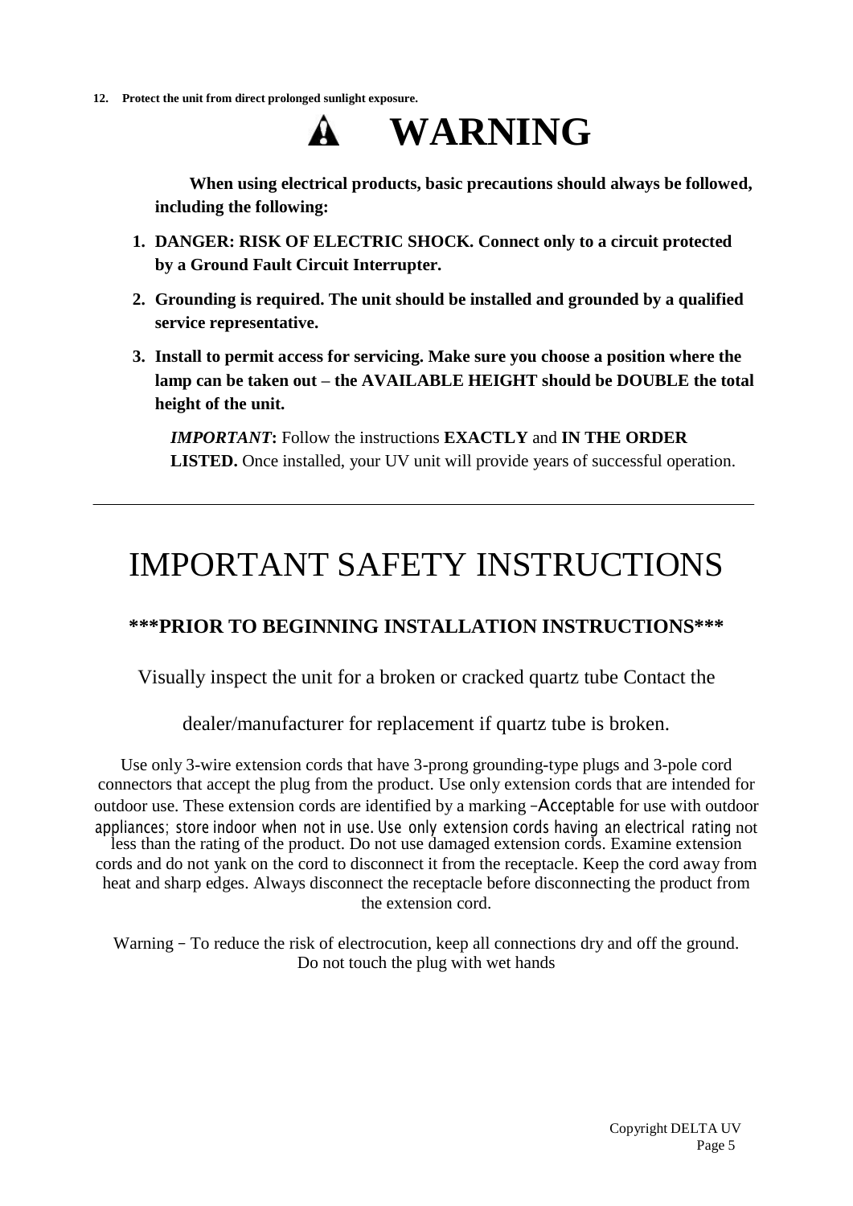**12. Protect the unit from direct prolonged sunlight exposure.**

# ⚠ WARNING

**When using electrical products, basic precautions should always be followed, including the following:**

1. **DANGER: RISK OF ELECTRIC SHOCK. Connect only to a circuit protected by a Ground Fault Circuit Interrupter.**
2. **Grounding is required. The unit should be installed and grounded by a qualified service representative.**
3. **Install to permit access for servicing. Make sure you choose a position where the lamp can be taken out – the AVAILABLE HEIGHT should be DOUBLE the total height of the unit.**

***IMPORTANT*:** Follow the instructions **EXACTLY** and **IN THE ORDER LISTED.** Once installed, your UV unit will provide years of successful operation.

---

# IMPORTANT SAFETY INSTRUCTIONS

**\*\*\*PRIOR TO BEGINNING INSTALLATION INSTRUCTIONS\*\*\***

Visually inspect the unit for a broken or cracked quartz tube Contact the dealer/manufacturer for replacement if quartz tube is broken.

Use only 3-wire extension cords that have 3-prong grounding-type plugs and 3-pole cord connectors that accept the plug from the product. Use only extension cords that are intended for outdoor use. These extension cords are identified by a marking –Acceptable for use with outdoor appliances; store indoor when not in use. Use only extension cords having an electrical rating not less than the rating of the product. Do not use damaged extension cords. Examine extension cords and do not yank on the cord to disconnect it from the receptacle. Keep the cord away from heat and sharp edges. Always disconnect the receptacle before disconnecting the product from the extension cord.

Warning – To reduce the risk of electrocution, keep all connections dry and off the ground. Do not touch the plug with wet hands

Copyright DELTA UV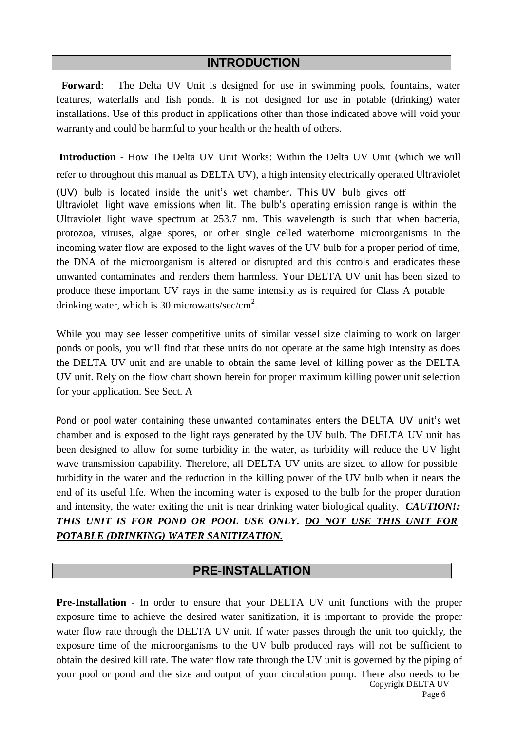## INTRODUCTION

**Forward**: The Delta UV Unit is designed for use in swimming pools, fountains, water features, waterfalls and fish ponds. It is not designed for use in potable (drinking) water installations. Use of this product in applications other than those indicated above will void your warranty and could be harmful to your health or the health of others.

**Introduction** - How The Delta UV Unit Works: Within the Delta UV Unit (which we will refer to throughout this manual as DELTA UV), a high intensity electrically operated Ultraviolet (UV) bulb is located inside the unit's wet chamber. This UV bulb gives off Ultraviolet light wave emissions when lit. The bulb's operating emission range is within the Ultraviolet light wave spectrum at 253.7 nm. This wavelength is such that when bacteria, protozoa, viruses, algae spores, or other single celled waterborne microorganisms in the incoming water flow are exposed to the light waves of the UV bulb for a proper period of time, the DNA of the microorganism is altered or disrupted and this controls and eradicates these unwanted contaminates and renders them harmless. Your DELTA UV unit has been sized to produce these important UV rays in the same intensity as is required for Class A potable drinking water, which is 30 microwatts/sec/$cm^2$.

While you may see lesser competitive units of similar vessel size claiming to work on larger ponds or pools, you will find that these units do not operate at the same high intensity as does the DELTA UV unit and are unable to obtain the same level of killing power as the DELTA UV unit. Rely on the flow chart shown herein for proper maximum killing power unit selection for your application. See Sect. A

Pond or pool water containing these unwanted contaminates enters the DELTA UV unit's wet chamber and is exposed to the light rays generated by the UV bulb. The DELTA UV unit has been designed to allow for some turbidity in the water, as turbidity will reduce the UV light wave transmission capability. Therefore, all DELTA UV units are sized to allow for possible turbidity in the water and the reduction in the killing power of the UV bulb when it nears the end of its useful life. When the incoming water is exposed to the bulb for the proper duration and intensity, the water exiting the unit is near drinking water biological quality. ***CAUTION!: THIS UNIT IS FOR POND OR POOL USE ONLY. DO NOT USE THIS UNIT FOR POTABLE (DRINKING) WATER SANITIZATION.***

## PRE-INSTALLATION

**Pre-Installation** - In order to ensure that your DELTA UV unit functions with the proper exposure time to achieve the desired water sanitization, it is important to provide the proper water flow rate through the DELTA UV unit. If water passes through the unit too quickly, the exposure time of the microorganisms to the UV bulb produced rays will not be sufficient to obtain the desired kill rate. The water flow rate through the UV unit is governed by the piping of your pool or pond and the size and output of your circulation pump. There also needs to be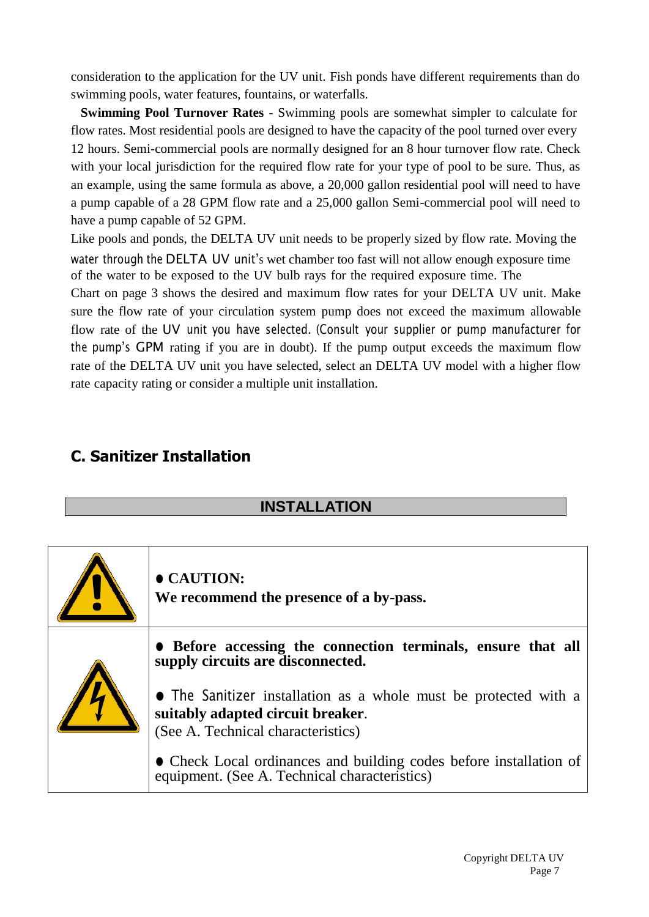consideration to the application for the UV unit. Fish ponds have different requirements than do swimming pools, water features, fountains, or waterfalls.

**Swimming Pool Turnover Rates** - Swimming pools are somewhat simpler to calculate for flow rates. Most residential pools are designed to have the capacity of the pool turned over every 12 hours. Semi-commercial pools are normally designed for an 8 hour turnover flow rate. Check with your local jurisdiction for the required flow rate for your type of pool to be sure. Thus, as an example, using the same formula as above, a 20,000 gallon residential pool will need to have a pump capable of a 28 GPM flow rate and a 25,000 gallon Semi-commercial pool will need to have a pump capable of 52 GPM.

Like pools and ponds, the DELTA UV unit needs to be properly sized by flow rate. Moving the water through the DELTA UV unit's wet chamber too fast will not allow enough exposure time of the water to be exposed to the UV bulb rays for the required exposure time. The Chart on page 3 shows the desired and maximum flow rates for your DELTA UV unit. Make sure the flow rate of your circulation system pump does not exceed the maximum allowable flow rate of the UV unit you have selected. (Consult your supplier or pump manufacturer for the pump's GPM rating if you are in doubt). If the pump output exceeds the maximum flow rate of the DELTA UV unit you have selected, select an DELTA UV model with a higher flow rate capacity rating or consider a multiple unit installation.

## C. Sanitizer Installation

### INSTALLATION

| | |
|---|---|
| ⚠ | ● **CAUTION:**<br>**We recommend the presence of a by-pass.** |
| ⚡ | ● **Before accessing the connection terminals, ensure that all supply circuits are disconnected.**<br><br>● The Sanitizer installation as a whole must be protected with a **suitably adapted circuit breaker**.<br>(See A. Technical characteristics)<br><br>● Check Local ordinances and building codes before installation of equipment. (See A. Technical characteristics) |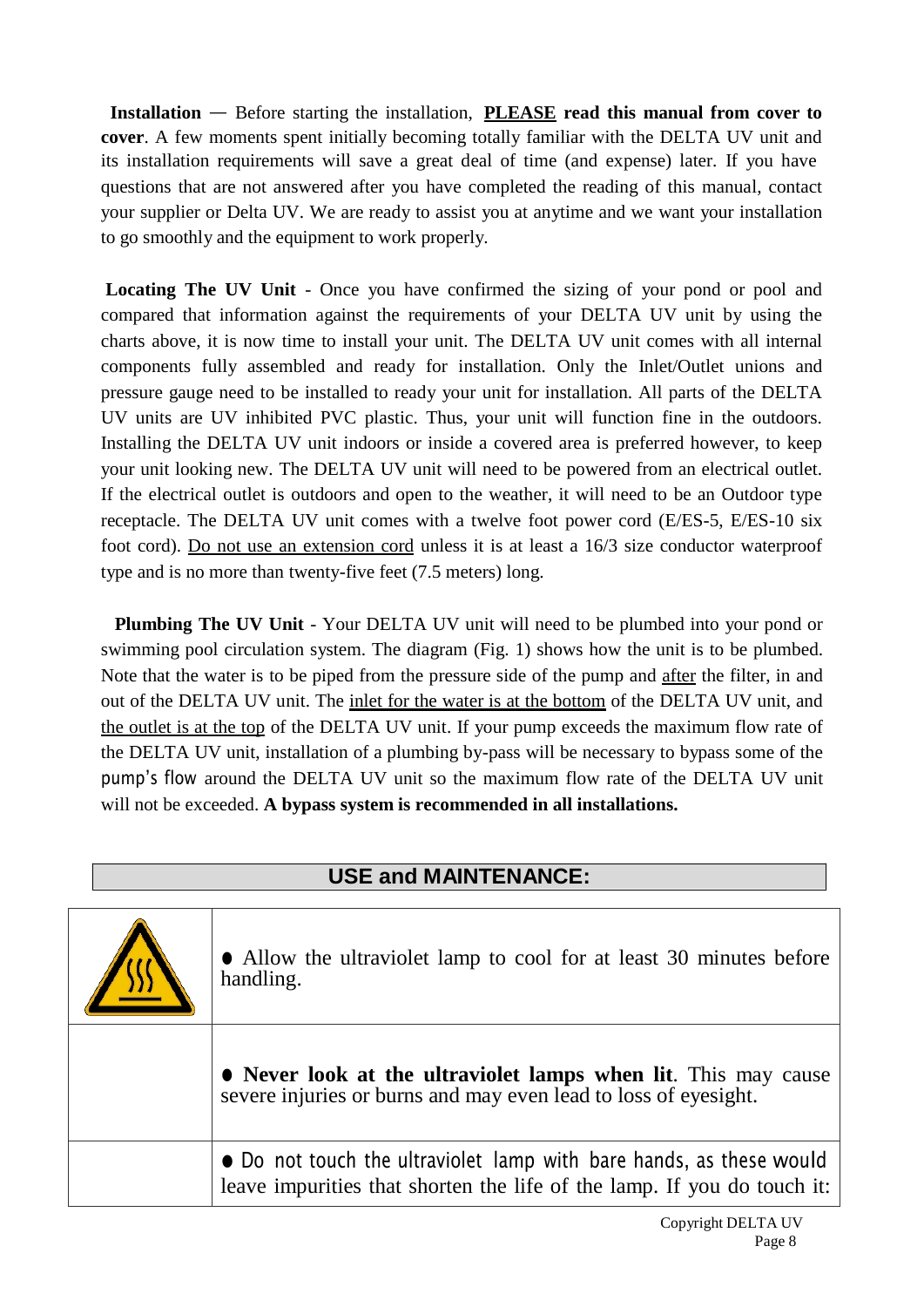**Installation** — Before starting the installation, **<u>PLEASE</u> read this manual from cover to cover**. A few moments spent initially becoming totally familiar with the DELTA UV unit and its installation requirements will save a great deal of time (and expense) later. If you have questions that are not answered after you have completed the reading of this manual, contact your supplier or Delta UV. We are ready to assist you at anytime and we want your installation to go smoothly and the equipment to work properly.

**Locating The UV Unit** - Once you have confirmed the sizing of your pond or pool and compared that information against the requirements of your DELTA UV unit by using the charts above, it is now time to install your unit. The DELTA UV unit comes with all internal components fully assembled and ready for installation. Only the Inlet/Outlet unions and pressure gauge need to be installed to ready your unit for installation. All parts of the DELTA UV units are UV inhibited PVC plastic. Thus, your unit will function fine in the outdoors. Installing the DELTA UV unit indoors or inside a covered area is preferred however, to keep your unit looking new. The DELTA UV unit will need to be powered from an electrical outlet. If the electrical outlet is outdoors and open to the weather, it will need to be an Outdoor type receptacle. The DELTA UV unit comes with a twelve foot power cord (E/ES-5, E/ES-10 six foot cord). <u>Do not use an extension cord</u> unless it is at least a 16/3 size conductor waterproof type and is no more than twenty-five feet (7.5 meters) long.

**Plumbing The UV Unit** - Your DELTA UV unit will need to be plumbed into your pond or swimming pool circulation system. The diagram (Fig. 1) shows how the unit is to be plumbed. Note that the water is to be piped from the pressure side of the pump and <u>after</u> the filter, in and out of the DELTA UV unit. The <u>inlet for the water is at the bottom</u> of the DELTA UV unit, and <u>the outlet is at the top</u> of the DELTA UV unit. If your pump exceeds the maximum flow rate of the DELTA UV unit, installation of a plumbing by-pass will be necessary to bypass some of the pump's flow around the DELTA UV unit so the maximum flow rate of the DELTA UV unit will not be exceeded. **A bypass system is recommended in all installations.**

## USE and MAINTENANCE:

| | |
|---|---|
| | ● Allow the ultraviolet lamp to cool for at least 30 minutes before handling. |
| | ● **Never look at the ultraviolet lamps when lit**. This may cause severe injuries or burns and may even lead to loss of eyesight. |
| | ● Do not touch the ultraviolet lamp with bare hands, as these would leave impurities that shorten the life of the lamp. If you do touch it: |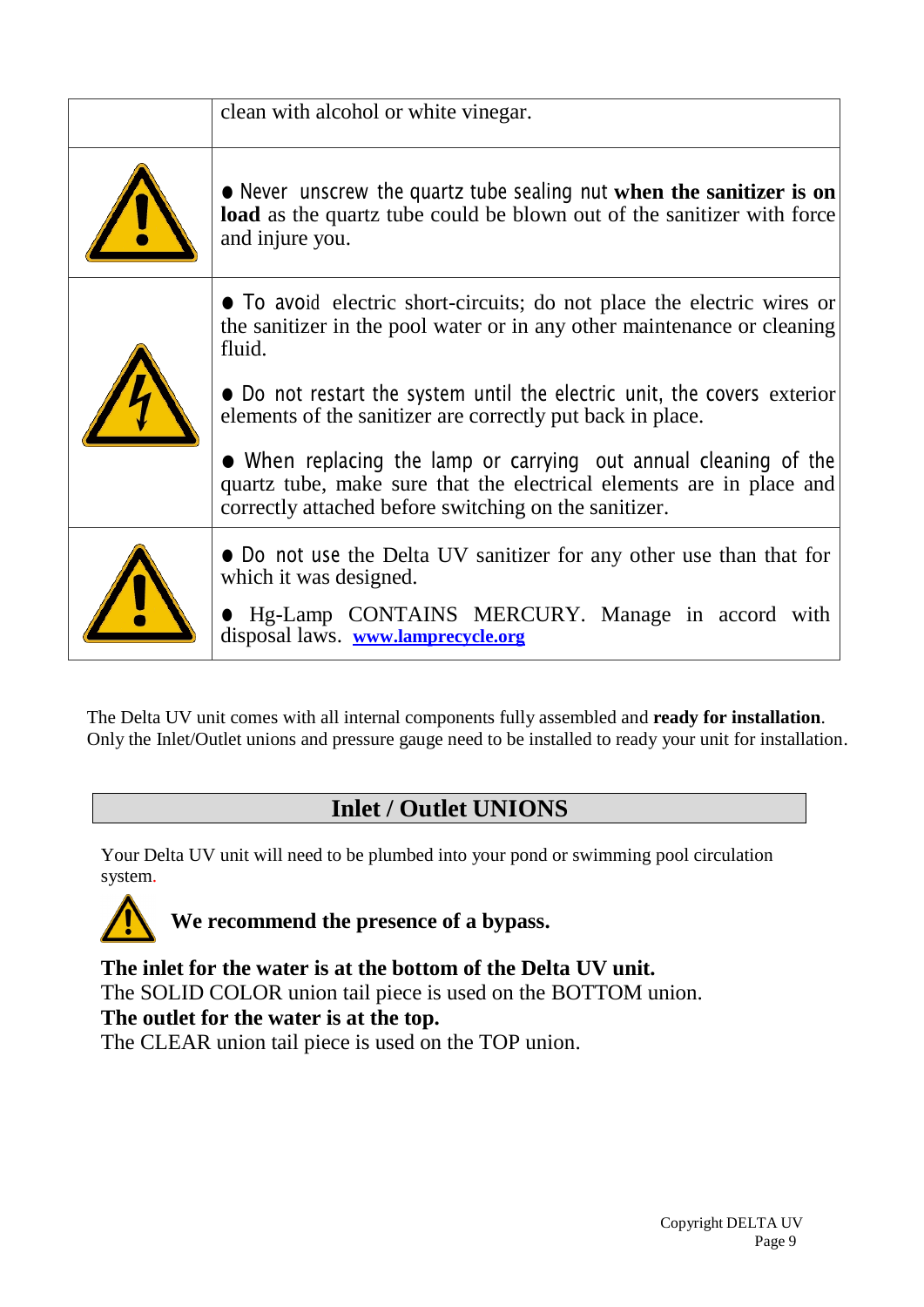| | |
|---|---|
| | clean with alcohol or white vinegar. |
| | ● Never unscrew the quartz tube sealing nut **when the sanitizer is on load** as the quartz tube could be blown out of the sanitizer with force and injure you. |
| | ● To avoid electric short-circuits; do not place the electric wires or the sanitizer in the pool water or in any other maintenance or cleaning fluid.<br><br>● Do not restart the system until the electric unit, the covers exterior elements of the sanitizer are correctly put back in place.<br><br>● When replacing the lamp or carrying out annual cleaning of the quartz tube, make sure that the electrical elements are in place and correctly attached before switching on the sanitizer. |
| | ● Do not use the Delta UV sanitizer for any other use than that for which it was designed.<br><br>● Hg-Lamp CONTAINS MERCURY. Manage in accord with disposal laws. **www.lamprecycle.org** |

The Delta UV unit comes with all internal components fully assembled and **ready for installation**. Only the Inlet/Outlet unions and pressure gauge need to be installed to ready your unit for installation.

## Inlet / Outlet UNIONS

Your Delta UV unit will need to be plumbed into your pond or swimming pool circulation system.

**We recommend the presence of a bypass.**

**The inlet for the water is at the bottom of the Delta UV unit.**
The SOLID COLOR union tail piece is used on the BOTTOM union.
**The outlet for the water is at the top.**
The CLEAR union tail piece is used on the TOP union.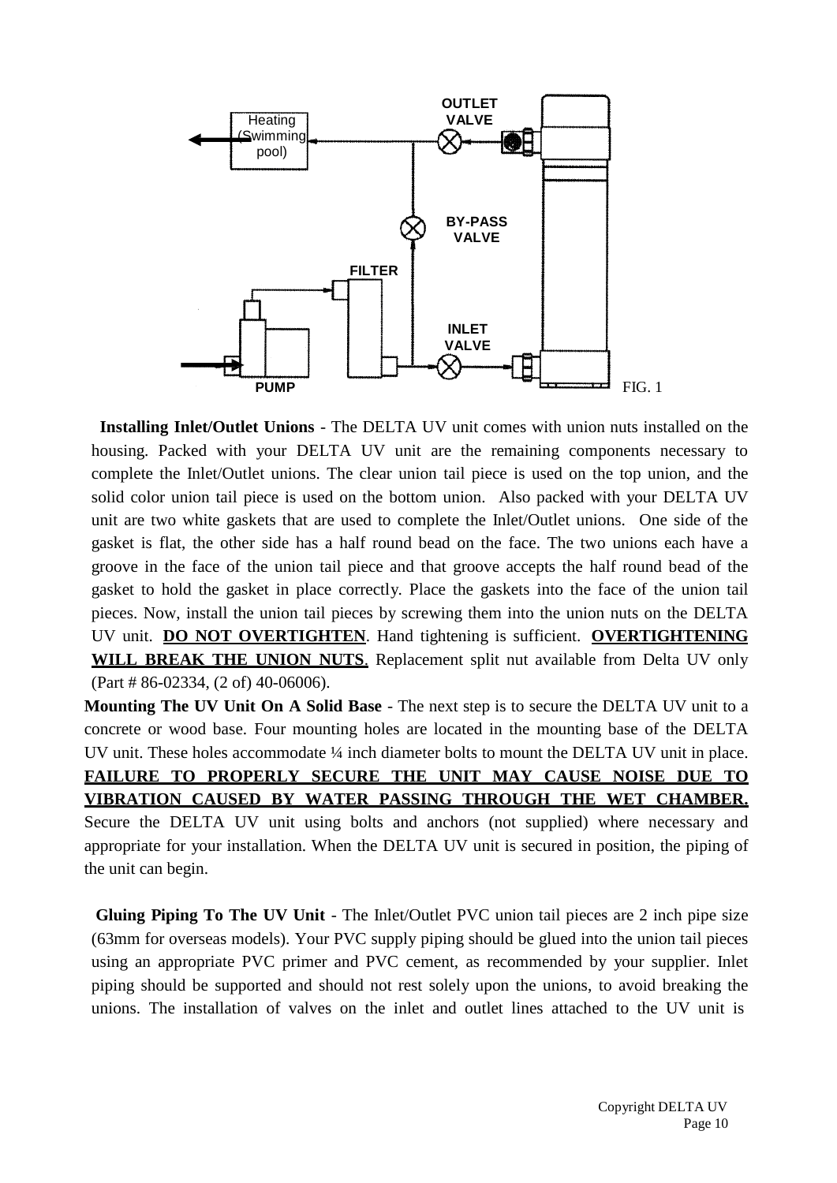FIG. 1

**Installing Inlet/Outlet Unions** - The DELTA UV unit comes with union nuts installed on the housing. Packed with your DELTA UV unit are the remaining components necessary to complete the Inlet/Outlet unions. The clear union tail piece is used on the top union, and the solid color union tail piece is used on the bottom union. Also packed with your DELTA UV unit are two white gaskets that are used to complete the Inlet/Outlet unions. One side of the gasket is flat, the other side has a half round bead on the face. The two unions each have a groove in the face of the union tail piece and that groove accepts the half round bead of the gasket to hold the gasket in place correctly. Place the gaskets into the face of the union tail pieces. Now, install the union tail pieces by screwing them into the union nuts on the DELTA UV unit. **<u>DO NOT OVERTIGHTEN</u>**. Hand tightening is sufficient. **<u>OVERTIGHTENING WILL BREAK THE UNION NUTS</u>.** Replacement split nut available from Delta UV only (Part # 86-02334, (2 of) 40-06006).

**Mounting The UV Unit On A Solid Base** - The next step is to secure the DELTA UV unit to a concrete or wood base. Four mounting holes are located in the mounting base of the DELTA UV unit. These holes accommodate ¼ inch diameter bolts to mount the DELTA UV unit in place. **<u>FAILURE TO PROPERLY SECURE THE UNIT MAY CAUSE NOISE DUE TO VIBRATION CAUSED BY WATER PASSING THROUGH THE WET CHAMBER.</u>** Secure the DELTA UV unit using bolts and anchors (not supplied) where necessary and appropriate for your installation. When the DELTA UV unit is secured in position, the piping of the unit can begin.

**Gluing Piping To The UV Unit** - The Inlet/Outlet PVC union tail pieces are 2 inch pipe size (63mm for overseas models). Your PVC supply piping should be glued into the union tail pieces using an appropriate PVC primer and PVC cement, as recommended by your supplier. Inlet piping should be supported and should not rest solely upon the unions, to avoid breaking the unions. The installation of valves on the inlet and outlet lines attached to the UV unit is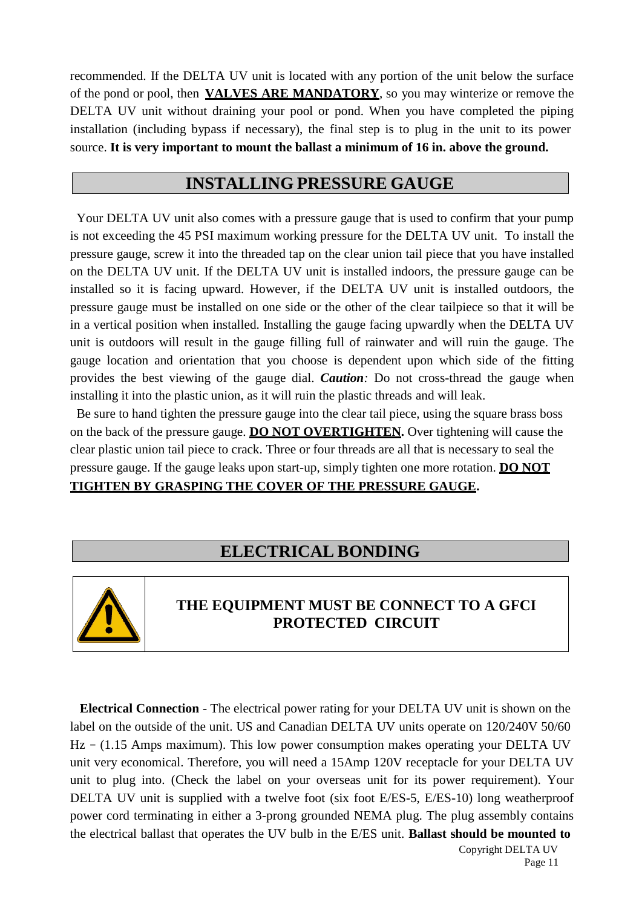recommended. If the DELTA UV unit is located with any portion of the unit below the surface of the pond or pool, then **VALVES ARE MANDATORY**, so you may winterize or remove the DELTA UV unit without draining your pool or pond. When you have completed the piping installation (including bypass if necessary), the final step is to plug in the unit to its power source. **It is very important to mount the ballast a minimum of 16 in. above the ground.**

## INSTALLING PRESSURE GAUGE

Your DELTA UV unit also comes with a pressure gauge that is used to confirm that your pump is not exceeding the 45 PSI maximum working pressure for the DELTA UV unit. To install the pressure gauge, screw it into the threaded tap on the clear union tail piece that you have installed on the DELTA UV unit. If the DELTA UV unit is installed indoors, the pressure gauge can be installed so it is facing upward. However, if the DELTA UV unit is installed outdoors, the pressure gauge must be installed on one side or the other of the clear tailpiece so that it will be in a vertical position when installed. Installing the gauge facing upwardly when the DELTA UV unit is outdoors will result in the gauge filling full of rainwater and will ruin the gauge. The gauge location and orientation that you choose is dependent upon which side of the fitting provides the best viewing of the gauge dial. ***Caution:*** Do not cross-thread the gauge when installing it into the plastic union, as it will ruin the plastic threads and will leak.

Be sure to hand tighten the pressure gauge into the clear tail piece, using the square brass boss on the back of the pressure gauge. **DO NOT OVERTIGHTEN.** Over tightening will cause the clear plastic union tail piece to crack. Three or four threads are all that is necessary to seal the pressure gauge. If the gauge leaks upon start-up, simply tighten one more rotation. **DO NOT TIGHTEN BY GRASPING THE COVER OF THE PRESSURE GAUGE.**

## ELECTRICAL BONDING

**THE EQUIPMENT MUST BE CONNECT TO A GFCI PROTECTED CIRCUIT**

**Electrical Connection** - The electrical power rating for your DELTA UV unit is shown on the label on the outside of the unit. US and Canadian DELTA UV units operate on 120/240V 50/60 Hz – (1.15 Amps maximum). This low power consumption makes operating your DELTA UV unit very economical. Therefore, you will need a 15Amp 120V receptacle for your DELTA UV unit to plug into. (Check the label on your overseas unit for its power requirement). Your DELTA UV unit is supplied with a twelve foot (six foot E/ES-5, E/ES-10) long weatherproof power cord terminating in either a 3-prong grounded NEMA plug. The plug assembly contains the electrical ballast that operates the UV bulb in the E/ES unit. **Ballast should be mounted to**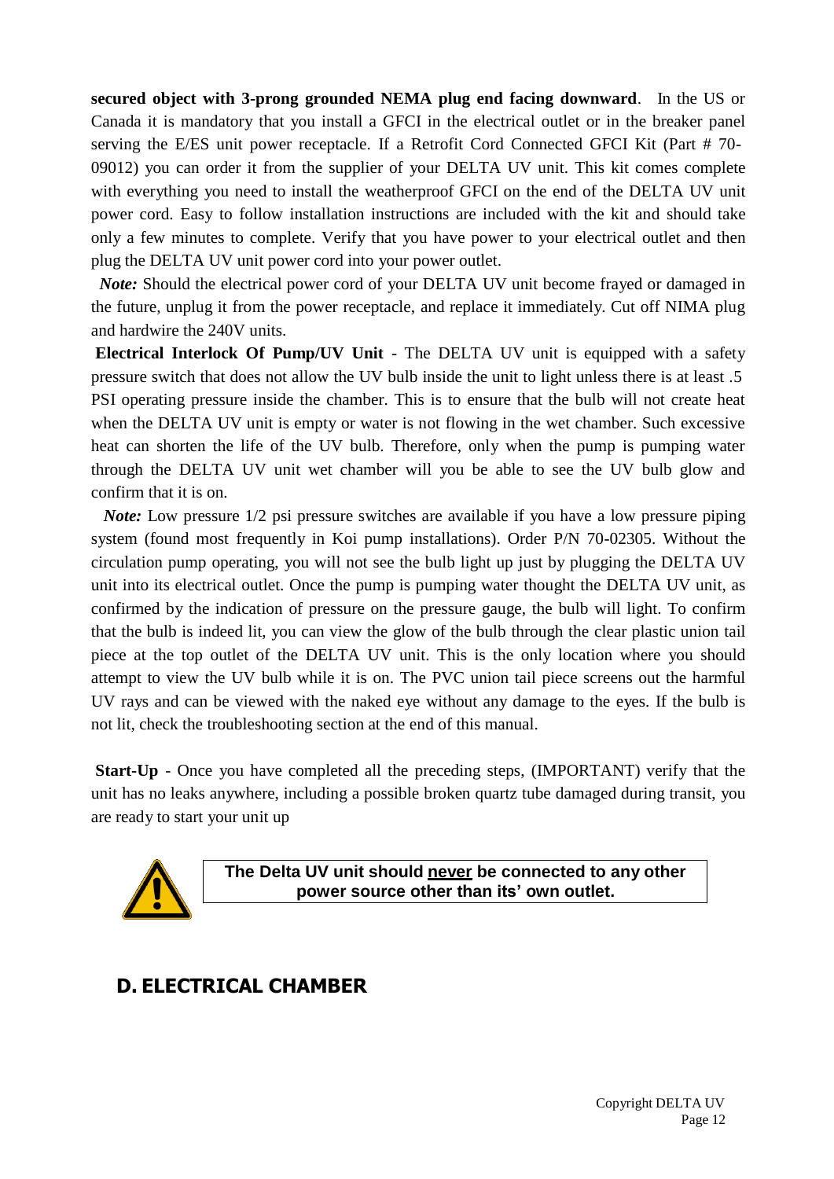**secured object with 3-prong grounded NEMA plug end facing downward**. In the US or Canada it is mandatory that you install a GFCI in the electrical outlet or in the breaker panel serving the E/ES unit power receptacle. If a Retrofit Cord Connected GFCI Kit (Part # 70-09012) you can order it from the supplier of your DELTA UV unit. This kit comes complete with everything you need to install the weatherproof GFCI on the end of the DELTA UV unit power cord. Easy to follow installation instructions are included with the kit and should take only a few minutes to complete. Verify that you have power to your electrical outlet and then plug the DELTA UV unit power cord into your power outlet.

***Note:*** Should the electrical power cord of your DELTA UV unit become frayed or damaged in the future, unplug it from the power receptacle, and replace it immediately. Cut off NIMA plug and hardwire the 240V units.

**Electrical Interlock Of Pump/UV Unit** - The DELTA UV unit is equipped with a safety pressure switch that does not allow the UV bulb inside the unit to light unless there is at least .5 PSI operating pressure inside the chamber. This is to ensure that the bulb will not create heat when the DELTA UV unit is empty or water is not flowing in the wet chamber. Such excessive heat can shorten the life of the UV bulb. Therefore, only when the pump is pumping water through the DELTA UV unit wet chamber will you be able to see the UV bulb glow and confirm that it is on.

***Note:*** Low pressure 1/2 psi pressure switches are available if you have a low pressure piping system (found most frequently in Koi pump installations). Order P/N 70-02305. Without the circulation pump operating, you will not see the bulb light up just by plugging the DELTA UV unit into its electrical outlet. Once the pump is pumping water thought the DELTA UV unit, as confirmed by the indication of pressure on the pressure gauge, the bulb will light. To confirm that the bulb is indeed lit, you can view the glow of the bulb through the clear plastic union tail piece at the top outlet of the DELTA UV unit. This is the only location where you should attempt to view the UV bulb while it is on. The PVC union tail piece screens out the harmful UV rays and can be viewed with the naked eye without any damage to the eyes. If the bulb is not lit, check the troubleshooting section at the end of this manual.

**Start-Up** - Once you have completed all the preceding steps, (IMPORTANT) verify that the unit has no leaks anywhere, including a possible broken quartz tube damaged during transit, you are ready to start your unit up

**The Delta UV unit should never be connected to any other power source other than its' own outlet.**

## D. ELECTRICAL CHAMBER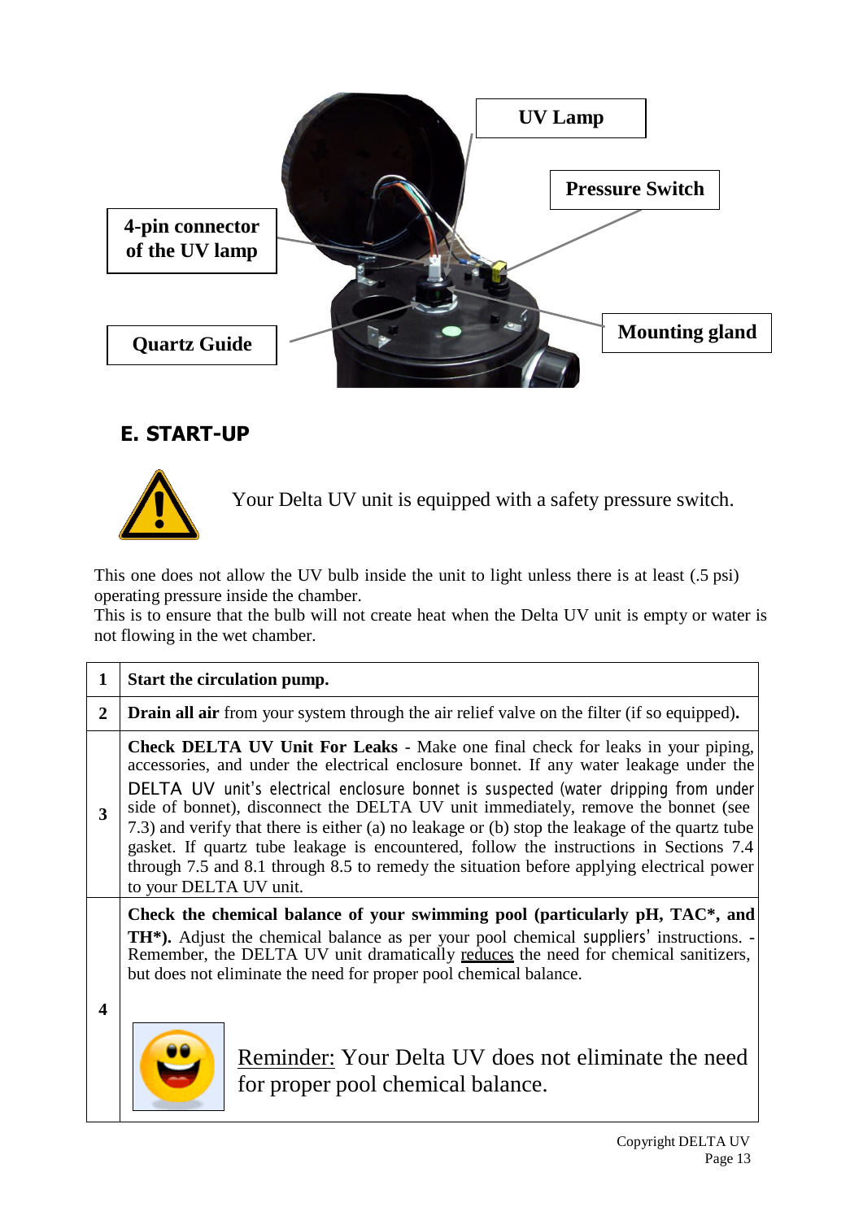UV Lamp

Pressure Switch

4-pin connector of the UV lamp

Quartz Guide

Mounting gland

## E. START-UP

Your Delta UV unit is equipped with a safety pressure switch.

This one does not allow the UV bulb inside the unit to light unless there is at least (.5 psi) operating pressure inside the chamber.
This is to ensure that the bulb will not create heat when the Delta UV unit is empty or water is not flowing in the wet chamber.

| | |
|---|---|
| **1** | **Start the circulation pump.** |
| **2** | **Drain all air** from your system through the air relief valve on the filter (if so equipped)**.** |
| **3** | **Check DELTA UV Unit For Leaks** - Make one final check for leaks in your piping, accessories, and under the electrical enclosure bonnet. If any water leakage under the DELTA UV unit's electrical enclosure bonnet is suspected (water dripping from under side of bonnet), disconnect the DELTA UV unit immediately, remove the bonnet (see 7.3) and verify that there is either (a) no leakage or (b) stop the leakage of the quartz tube gasket. If quartz tube leakage is encountered, follow the instructions in Sections 7.4 through 7.5 and 8.1 through 8.5 to remedy the situation before applying electrical power to your DELTA UV unit. |
| **4** | **Check the chemical balance of your swimming pool (particularly pH, TAC\*, and TH\*).** Adjust the chemical balance as per your pool chemical suppliers' instructions. - Remember, the DELTA UV unit dramatically <u>reduces</u> the need for chemical sanitizers, but does not eliminate the need for proper pool chemical balance.<br><br><u>Reminder:</u> Your Delta UV does not eliminate the need for proper pool chemical balance. |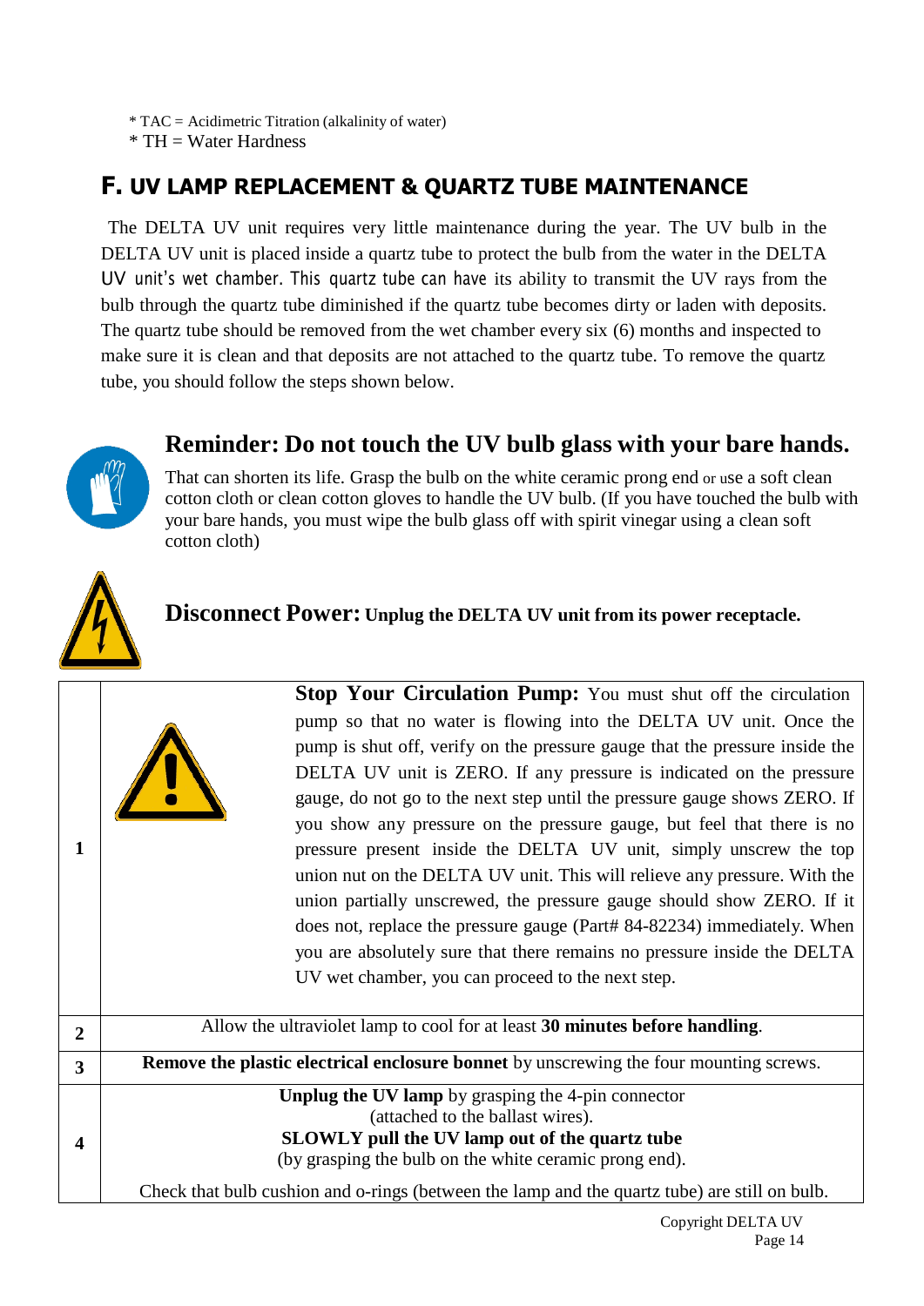* TAC = Acidimetric Titration (alkalinity of water)
* TH = Water Hardness

## F. UV LAMP REPLACEMENT & QUARTZ TUBE MAINTENANCE

The DELTA UV unit requires very little maintenance during the year. The UV bulb in the DELTA UV unit is placed inside a quartz tube to protect the bulb from the water in the DELTA UV unit's wet chamber. This quartz tube can have its ability to transmit the UV rays from the bulb through the quartz tube diminished if the quartz tube becomes dirty or laden with deposits. The quartz tube should be removed from the wet chamber every six (6) months and inspected to make sure it is clean and that deposits are not attached to the quartz tube. To remove the quartz tube, you should follow the steps shown below.

### Reminder: Do not touch the UV bulb glass with your bare hands.

That can shorten its life. Grasp the bulb on the white ceramic prong end or use a soft clean cotton cloth or clean cotton gloves to handle the UV bulb. (If you have touched the bulb with your bare hands, you must wipe the bulb glass off with spirit vinegar using a clean soft cotton cloth)

**Disconnect Power: Unplug the DELTA UV unit from its power receptacle.**

| Step | Instruction |
|---|---|
| 1 | **Stop Your Circulation Pump:** You must shut off the circulation pump so that no water is flowing into the DELTA UV unit. Once the pump is shut off, verify on the pressure gauge that the pressure inside the DELTA UV unit is ZERO. If any pressure is indicated on the pressure gauge, do not go to the next step until the pressure gauge shows ZERO. If you show any pressure on the pressure gauge, but feel that there is no pressure present inside the DELTA UV unit, simply unscrew the top union nut on the DELTA UV unit. This will relieve any pressure. With the union partially unscrewed, the pressure gauge should show ZERO. If it does not, replace the pressure gauge (Part# 84-82234) immediately. When you are absolutely sure that there remains no pressure inside the DELTA UV wet chamber, you can proceed to the next step. |
| 2 | Allow the ultraviolet lamp to cool for at least **30 minutes before handling**. |
| 3 | **Remove the plastic electrical enclosure bonnet** by unscrewing the four mounting screws. |
| 4 | **Unplug the UV lamp** by grasping the 4-pin connector (attached to the ballast wires). **SLOWLY pull the UV lamp out of the quartz tube** (by grasping the bulb on the white ceramic prong end). Check that bulb cushion and o-rings (between the lamp and the quartz tube) are still on bulb. |

Copyright DELTA UV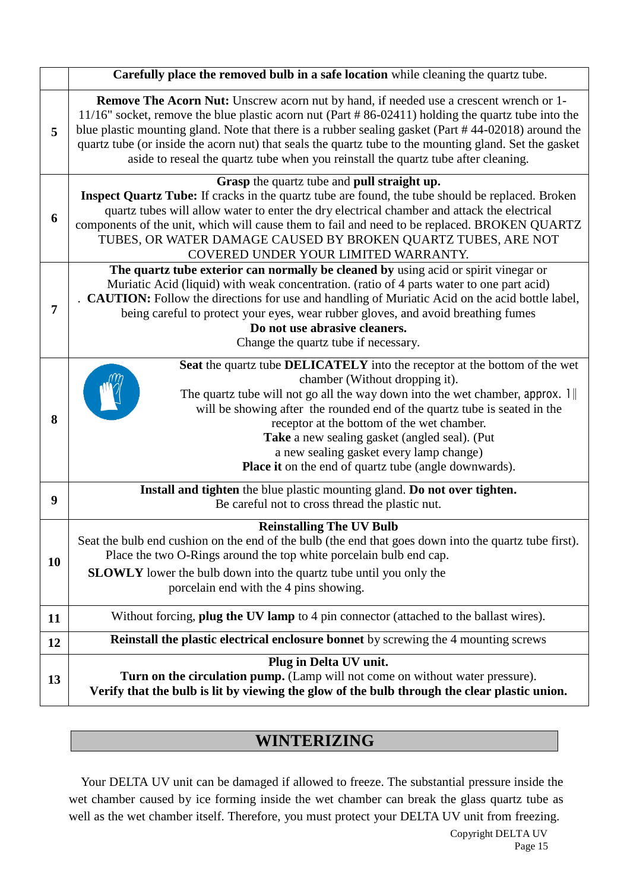| | |
|---|---|
| | **Carefully place the removed bulb in a safe location** while cleaning the quartz tube. |
| **5** | **Remove The Acorn Nut:** Unscrew acorn nut by hand, if needed use a crescent wrench or 1-11/16" socket, remove the blue plastic acorn nut (Part # 86-02411) holding the quartz tube into the blue plastic mounting gland. Note that there is a rubber sealing gasket (Part # 44-02018) around the quartz tube (or inside the acorn nut) that seals the quartz tube to the mounting gland. Set the gasket aside to reseal the quartz tube when you reinstall the quartz tube after cleaning. |
| **6** | **Grasp** the quartz tube and **pull straight up.** **Inspect Quartz Tube:** If cracks in the quartz tube are found, the tube should be replaced. Broken quartz tubes will allow water to enter the dry electrical chamber and attack the electrical components of the unit, which will cause them to fail and need to be replaced. BROKEN QUARTZ TUBES, OR WATER DAMAGE CAUSED BY BROKEN QUARTZ TUBES, ARE NOT COVERED UNDER YOUR LIMITED WARRANTY. |
| **7** | **The quartz tube exterior can normally be cleaned by** using acid or spirit vinegar or Muriatic Acid (liquid) with weak concentration. (ratio of 4 parts water to one part acid) . **CAUTION:** Follow the directions for use and handling of Muriatic Acid on the acid bottle label, being careful to protect your eyes, wear rubber gloves, and avoid breathing fumes **Do not use abrasive cleaners.** Change the quartz tube if necessary. |
| **8** | **Seat** the quartz tube **DELICATELY** into the receptor at the bottom of the wet chamber (Without dropping it). The quartz tube will not go all the way down into the wet chamber, approx. 1‖ will be showing after the rounded end of the quartz tube is seated in the receptor at the bottom of the wet chamber. **Take** a new sealing gasket (angled seal). (Put a new sealing gasket every lamp change) **Place it** on the end of quartz tube (angle downwards). |
| **9** | **Install and tighten** the blue plastic mounting gland. **Do not over tighten.** Be careful not to cross thread the plastic nut. |
| **10** | **Reinstalling The UV Bulb** Seat the bulb end cushion on the end of the bulb (the end that goes down into the quartz tube first). Place the two O-Rings around the top white porcelain bulb end cap. **SLOWLY** lower the bulb down into the quartz tube until you only the porcelain end with the 4 pins showing. |
| **11** | Without forcing, **plug the UV lamp** to 4 pin connector (attached to the ballast wires). |
| **12** | **Reinstall the plastic electrical enclosure bonnet** by screwing the 4 mounting screws |
| **13** | **Plug in Delta UV unit.** **Turn on the circulation pump.** (Lamp will not come on without water pressure). **Verify that the bulb is lit by viewing the glow of the bulb through the clear plastic union.** |

## WINTERIZING

Your DELTA UV unit can be damaged if allowed to freeze. The substantial pressure inside the wet chamber caused by ice forming inside the wet chamber can break the glass quartz tube as well as the wet chamber itself. Therefore, you must protect your DELTA UV unit from freezing.

Copyright DELTA UV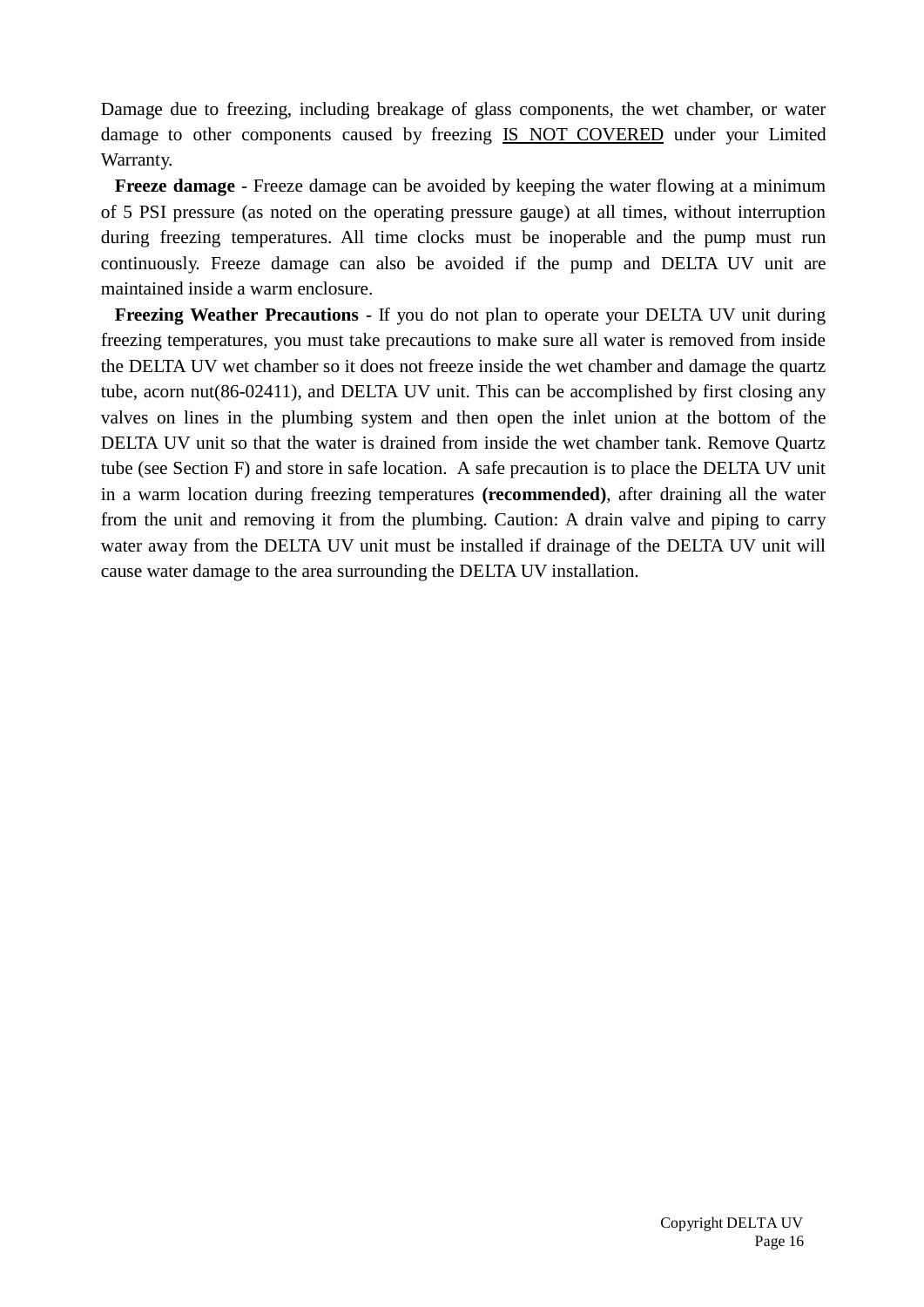Damage due to freezing, including breakage of glass components, the wet chamber, or water damage to other components caused by freezing <u>IS NOT COVERED</u> under your Limited Warranty.

**Freeze damage** - Freeze damage can be avoided by keeping the water flowing at a minimum of 5 PSI pressure (as noted on the operating pressure gauge) at all times, without interruption during freezing temperatures. All time clocks must be inoperable and the pump must run continuously. Freeze damage can also be avoided if the pump and DELTA UV unit are maintained inside a warm enclosure.

**Freezing Weather Precautions** - If you do not plan to operate your DELTA UV unit during freezing temperatures, you must take precautions to make sure all water is removed from inside the DELTA UV wet chamber so it does not freeze inside the wet chamber and damage the quartz tube, acorn nut(86-02411), and DELTA UV unit. This can be accomplished by first closing any valves on lines in the plumbing system and then open the inlet union at the bottom of the DELTA UV unit so that the water is drained from inside the wet chamber tank. Remove Quartz tube (see Section F) and store in safe location. A safe precaution is to place the DELTA UV unit in a warm location during freezing temperatures **(recommended)**, after draining all the water from the unit and removing it from the plumbing. Caution: A drain valve and piping to carry water away from the DELTA UV unit must be installed if drainage of the DELTA UV unit will cause water damage to the area surrounding the DELTA UV installation.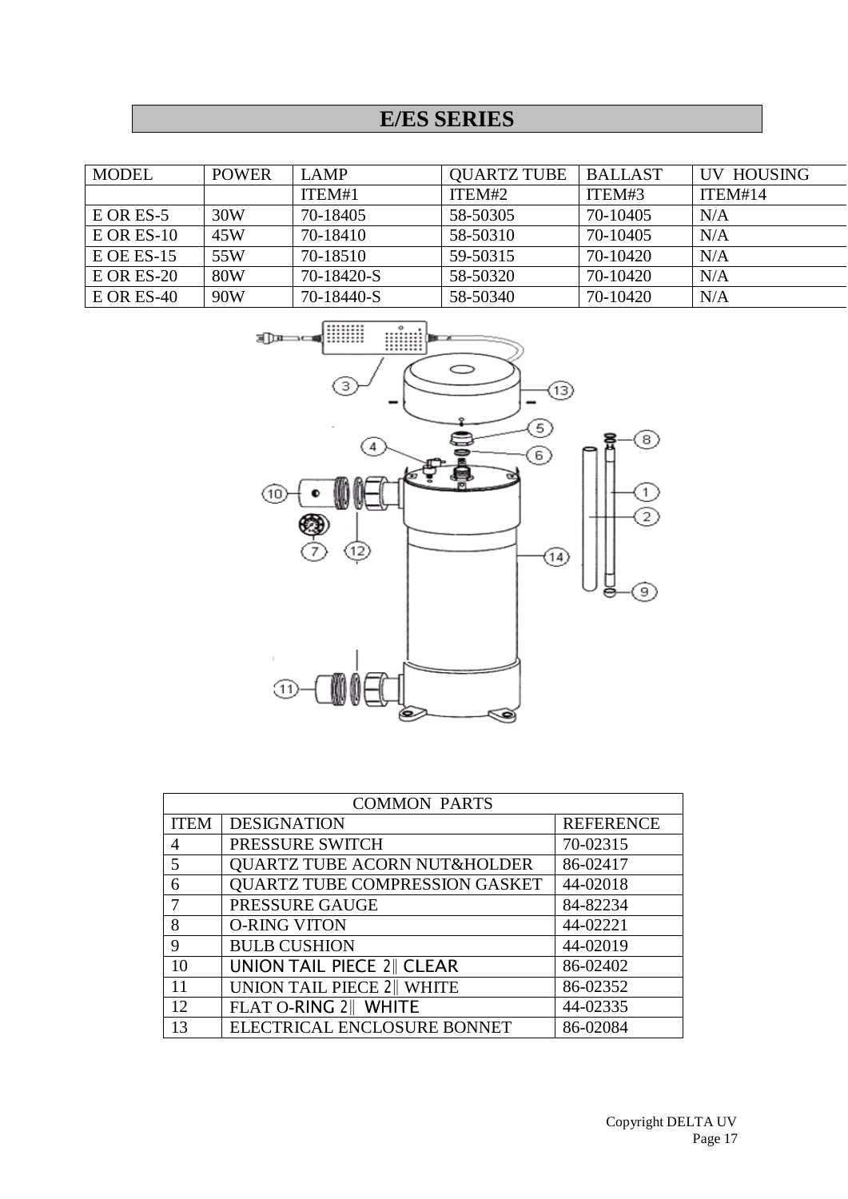# E/ES SERIES

| MODEL | POWER | LAMP | QUARTZ TUBE | BALLAST | UV HOUSING |
|---|---|---|---|---|---|
| | | ITEM#1 | ITEM#2 | ITEM#3 | ITEM#14 |
| E OR ES-5 | 30W | 70-18405 | 58-50305 | 70-10405 | N/A |
| E OR ES-10 | 45W | 70-18410 | 58-50310 | 70-10405 | N/A |
| E OE ES-15 | 55W | 70-18510 | 59-50315 | 70-10420 | N/A |
| E OR ES-20 | 80W | 70-18420-S | 58-50320 | 70-10420 | N/A |
| E OR ES-40 | 90W | 70-18440-S | 58-50340 | 70-10420 | N/A |

| COMMON PARTS | | |
|---|---|---|
| ITEM | DESIGNATION | REFERENCE |
| 4 | PRESSURE SWITCH | 70-02315 |
| 5 | QUARTZ TUBE ACORN NUT&HOLDER | 86-02417 |
| 6 | QUARTZ TUBE COMPRESSION GASKET | 44-02018 |
| 7 | PRESSURE GAUGE | 84-82234 |
| 8 | O-RING VITON | 44-02221 |
| 9 | BULB CUSHION | 44-02019 |
| 10 | UNION TAIL PIECE 2‖ CLEAR | 86-02402 |
| 11 | UNION TAIL PIECE 2‖ WHITE | 86-02352 |
| 12 | FLAT O-RING 2‖ WHITE | 44-02335 |
| 13 | ELECTRICAL ENCLOSURE BONNET | 86-02084 |

Copyright DELTA UV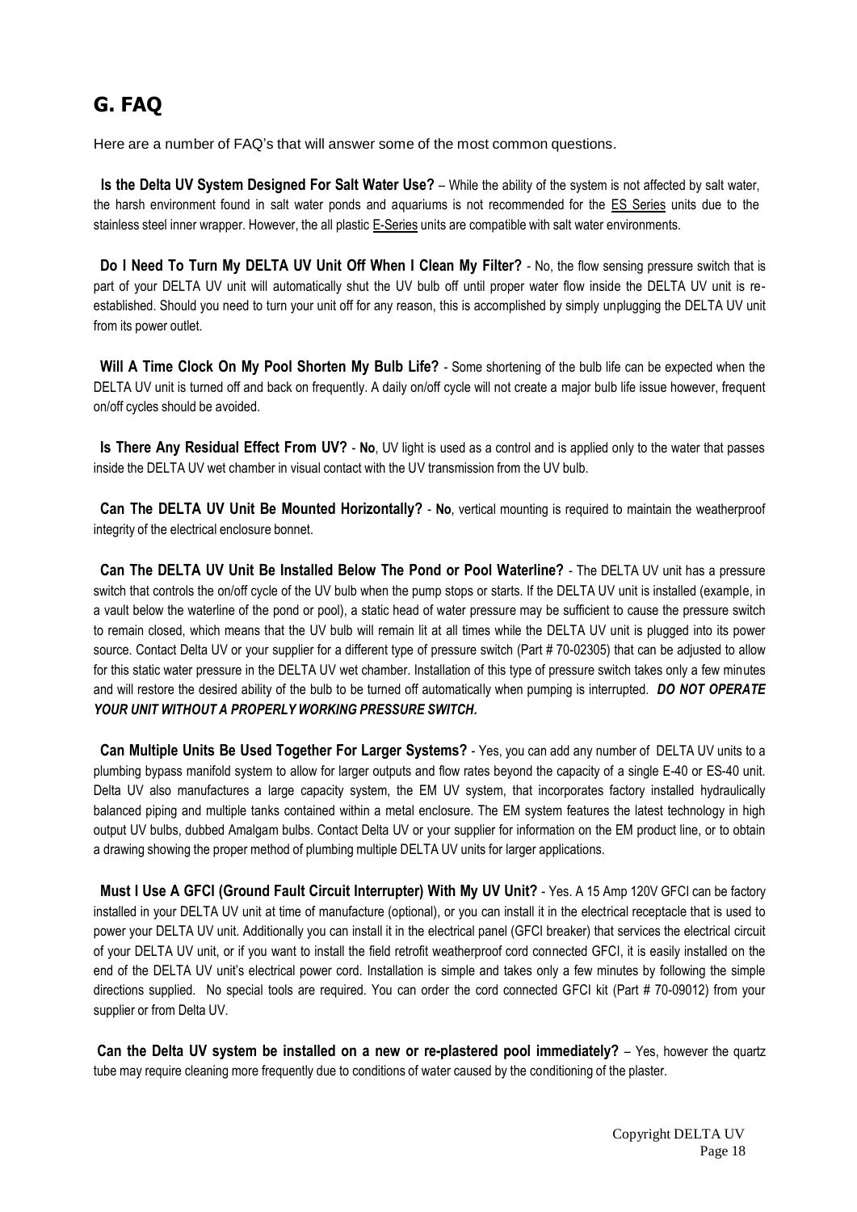## G. FAQ

Here are a number of FAQ's that will answer some of the most common questions.

**Is the Delta UV System Designed For Salt Water Use?** – While the ability of the system is not affected by salt water, the harsh environment found in salt water ponds and aquariums is not recommended for the ES Series units due to the stainless steel inner wrapper. However, the all plastic E-Series units are compatible with salt water environments.

**Do I Need To Turn My DELTA UV Unit Off When I Clean My Filter?** - No, the flow sensing pressure switch that is part of your DELTA UV unit will automatically shut the UV bulb off until proper water flow inside the DELTA UV unit is re-established. Should you need to turn your unit off for any reason, this is accomplished by simply unplugging the DELTA UV unit from its power outlet.

**Will A Time Clock On My Pool Shorten My Bulb Life?** - Some shortening of the bulb life can be expected when the DELTA UV unit is turned off and back on frequently. A daily on/off cycle will not create a major bulb life issue however, frequent on/off cycles should be avoided.

**Is There Any Residual Effect From UV?** - **No**, UV light is used as a control and is applied only to the water that passes inside the DELTA UV wet chamber in visual contact with the UV transmission from the UV bulb.

**Can The DELTA UV Unit Be Mounted Horizontally?** - **No**, vertical mounting is required to maintain the weatherproof integrity of the electrical enclosure bonnet.

**Can The DELTA UV Unit Be Installed Below The Pond or Pool Waterline?** - The DELTA UV unit has a pressure switch that controls the on/off cycle of the UV bulb when the pump stops or starts. If the DELTA UV unit is installed (example, in a vault below the waterline of the pond or pool), a static head of water pressure may be sufficient to cause the pressure switch to remain closed, which means that the UV bulb will remain lit at all times while the DELTA UV unit is plugged into its power source. Contact Delta UV or your supplier for a different type of pressure switch (Part # 70-02305) that can be adjusted to allow for this static water pressure in the DELTA UV wet chamber. Installation of this type of pressure switch takes only a few minutes and will restore the desired ability of the bulb to be turned off automatically when pumping is interrupted. ***DO NOT OPERATE YOUR UNIT WITHOUT A PROPERLY WORKING PRESSURE SWITCH.***

**Can Multiple Units Be Used Together For Larger Systems?** - Yes, you can add any number of DELTA UV units to a plumbing bypass manifold system to allow for larger outputs and flow rates beyond the capacity of a single E-40 or ES-40 unit. Delta UV also manufactures a large capacity system, the EM UV system, that incorporates factory installed hydraulically balanced piping and multiple tanks contained within a metal enclosure. The EM system features the latest technology in high output UV bulbs, dubbed Amalgam bulbs. Contact Delta UV or your supplier for information on the EM product line, or to obtain a drawing showing the proper method of plumbing multiple DELTA UV units for larger applications.

**Must I Use A GFCI (Ground Fault Circuit Interrupter) With My UV Unit?** - Yes. A 15 Amp 120V GFCI can be factory installed in your DELTA UV unit at time of manufacture (optional), or you can install it in the electrical receptacle that is used to power your DELTA UV unit. Additionally you can install it in the electrical panel (GFCI breaker) that services the electrical circuit of your DELTA UV unit, or if you want to install the field retrofit weatherproof cord connected GFCI, it is easily installed on the end of the DELTA UV unit's electrical power cord. Installation is simple and takes only a few minutes by following the simple directions supplied. No special tools are required. You can order the cord connected GFCI kit (Part # 70-09012) from your supplier or from Delta UV.

**Can the Delta UV system be installed on a new or re-plastered pool immediately?** – Yes, however the quartz tube may require cleaning more frequently due to conditions of water caused by the conditioning of the plaster.

Copyright DELTA UV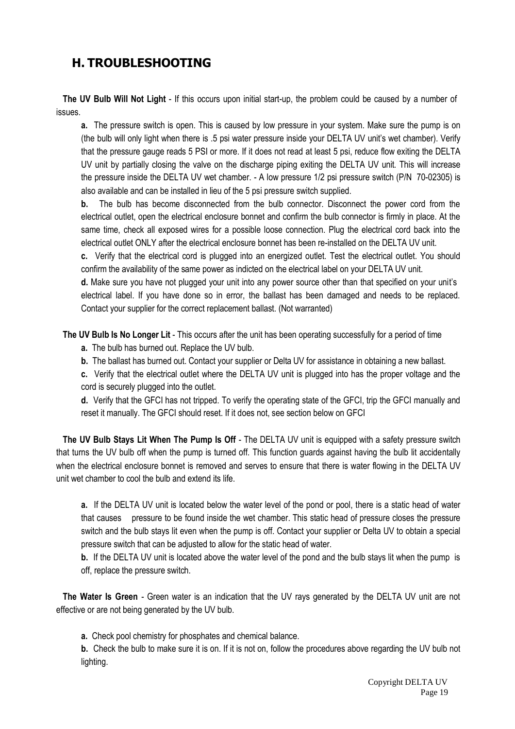## H. TROUBLESHOOTING

**The UV Bulb Will Not Light** - If this occurs upon initial start-up, the problem could be caused by a number of issues.

**a.** The pressure switch is open. This is caused by low pressure in your system. Make sure the pump is on (the bulb will only light when there is .5 psi water pressure inside your DELTA UV unit's wet chamber). Verify that the pressure gauge reads 5 PSI or more. If it does not read at least 5 psi, reduce flow exiting the DELTA UV unit by partially closing the valve on the discharge piping exiting the DELTA UV unit. This will increase the pressure inside the DELTA UV wet chamber. - A low pressure 1/2 psi pressure switch (P/N 70-02305) is also available and can be installed in lieu of the 5 psi pressure switch supplied.

**b.** The bulb has become disconnected from the bulb connector. Disconnect the power cord from the electrical outlet, open the electrical enclosure bonnet and confirm the bulb connector is firmly in place. At the same time, check all exposed wires for a possible loose connection. Plug the electrical cord back into the electrical outlet ONLY after the electrical enclosure bonnet has been re-installed on the DELTA UV unit.

**c.** Verify that the electrical cord is plugged into an energized outlet. Test the electrical outlet. You should confirm the availability of the same power as indicted on the electrical label on your DELTA UV unit.

**d.** Make sure you have not plugged your unit into any power source other than that specified on your unit's electrical label. If you have done so in error, the ballast has been damaged and needs to be replaced. Contact your supplier for the correct replacement ballast. (Not warranted)

**The UV Bulb Is No Longer Lit** - This occurs after the unit has been operating successfully for a period of time

**a.** The bulb has burned out. Replace the UV bulb.

**b.** The ballast has burned out. Contact your supplier or Delta UV for assistance in obtaining a new ballast.

**c.** Verify that the electrical outlet where the DELTA UV unit is plugged into has the proper voltage and the cord is securely plugged into the outlet.

**d.** Verify that the GFCI has not tripped. To verify the operating state of the GFCI, trip the GFCI manually and reset it manually. The GFCI should reset. If it does not, see section below on GFCI

**The UV Bulb Stays Lit When The Pump Is Off** - The DELTA UV unit is equipped with a safety pressure switch that turns the UV bulb off when the pump is turned off. This function guards against having the bulb lit accidentally when the electrical enclosure bonnet is removed and serves to ensure that there is water flowing in the DELTA UV unit wet chamber to cool the bulb and extend its life.

**a.** If the DELTA UV unit is located below the water level of the pond or pool, there is a static head of water that causes pressure to be found inside the wet chamber. This static head of pressure closes the pressure switch and the bulb stays lit even when the pump is off. Contact your supplier or Delta UV to obtain a special pressure switch that can be adjusted to allow for the static head of water.

**b.** If the DELTA UV unit is located above the water level of the pond and the bulb stays lit when the pump is off, replace the pressure switch.

**The Water Is Green** - Green water is an indication that the UV rays generated by the DELTA UV unit are not effective or are not being generated by the UV bulb.

**a.** Check pool chemistry for phosphates and chemical balance.

**b.** Check the bulb to make sure it is on. If it is not on, follow the procedures above regarding the UV bulb not lighting.

Copyright DELTA UV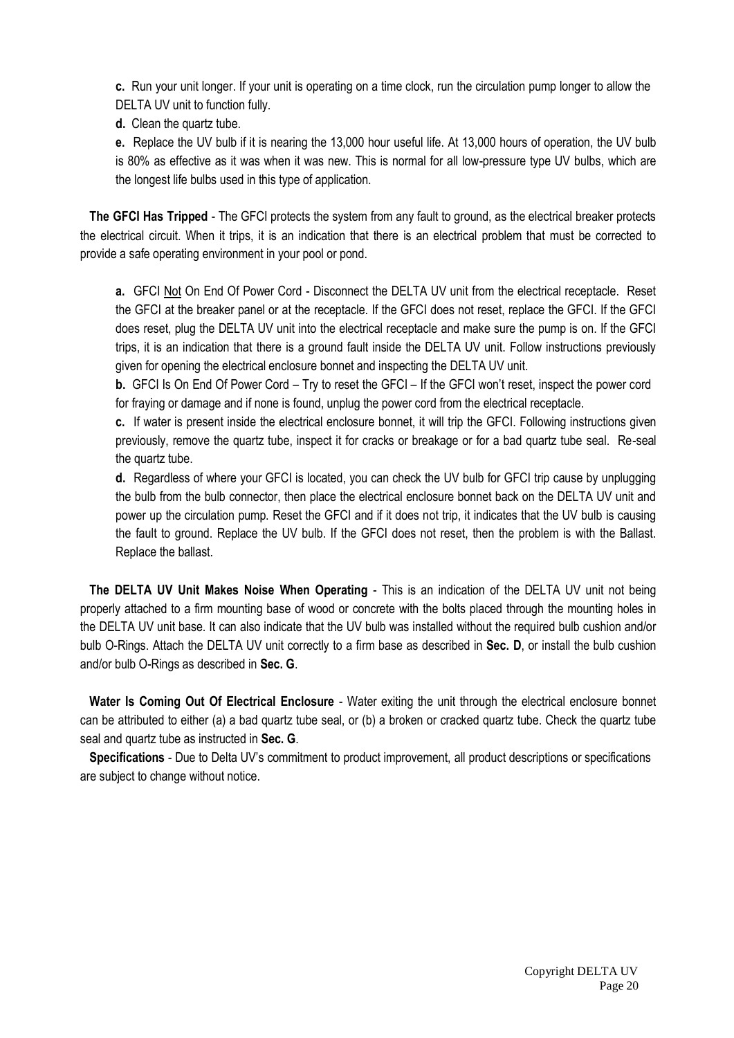**c.** Run your unit longer. If your unit is operating on a time clock, run the circulation pump longer to allow the DELTA UV unit to function fully.

**d.** Clean the quartz tube.

**e.** Replace the UV bulb if it is nearing the 13,000 hour useful life. At 13,000 hours of operation, the UV bulb is 80% as effective as it was when it was new. This is normal for all low-pressure type UV bulbs, which are the longest life bulbs used in this type of application.

**The GFCI Has Tripped** - The GFCI protects the system from any fault to ground, as the electrical breaker protects the electrical circuit. When it trips, it is an indication that there is an electrical problem that must be corrected to provide a safe operating environment in your pool or pond.

**a.** GFCI Not On End Of Power Cord - Disconnect the DELTA UV unit from the electrical receptacle. Reset the GFCI at the breaker panel or at the receptacle. If the GFCI does not reset, replace the GFCI. If the GFCI does reset, plug the DELTA UV unit into the electrical receptacle and make sure the pump is on. If the GFCI trips, it is an indication that there is a ground fault inside the DELTA UV unit. Follow instructions previously given for opening the electrical enclosure bonnet and inspecting the DELTA UV unit.

**b.** GFCI Is On End Of Power Cord – Try to reset the GFCI – If the GFCI won't reset, inspect the power cord for fraying or damage and if none is found, unplug the power cord from the electrical receptacle.

**c.** If water is present inside the electrical enclosure bonnet, it will trip the GFCI. Following instructions given previously, remove the quartz tube, inspect it for cracks or breakage or for a bad quartz tube seal. Re-seal the quartz tube.

**d.** Regardless of where your GFCI is located, you can check the UV bulb for GFCI trip cause by unplugging the bulb from the bulb connector, then place the electrical enclosure bonnet back on the DELTA UV unit and power up the circulation pump. Reset the GFCI and if it does not trip, it indicates that the UV bulb is causing the fault to ground. Replace the UV bulb. If the GFCI does not reset, then the problem is with the Ballast. Replace the ballast.

**The DELTA UV Unit Makes Noise When Operating** - This is an indication of the DELTA UV unit not being properly attached to a firm mounting base of wood or concrete with the bolts placed through the mounting holes in the DELTA UV unit base. It can also indicate that the UV bulb was installed without the required bulb cushion and/or bulb O-Rings. Attach the DELTA UV unit correctly to a firm base as described in **Sec. D**, or install the bulb cushion and/or bulb O-Rings as described in **Sec. G**.

**Water Is Coming Out Of Electrical Enclosure** - Water exiting the unit through the electrical enclosure bonnet can be attributed to either (a) a bad quartz tube seal, or (b) a broken or cracked quartz tube. Check the quartz tube seal and quartz tube as instructed in **Sec. G**.

**Specifications** - Due to Delta UV's commitment to product improvement, all product descriptions or specifications are subject to change without notice.

Copyright DELTA UV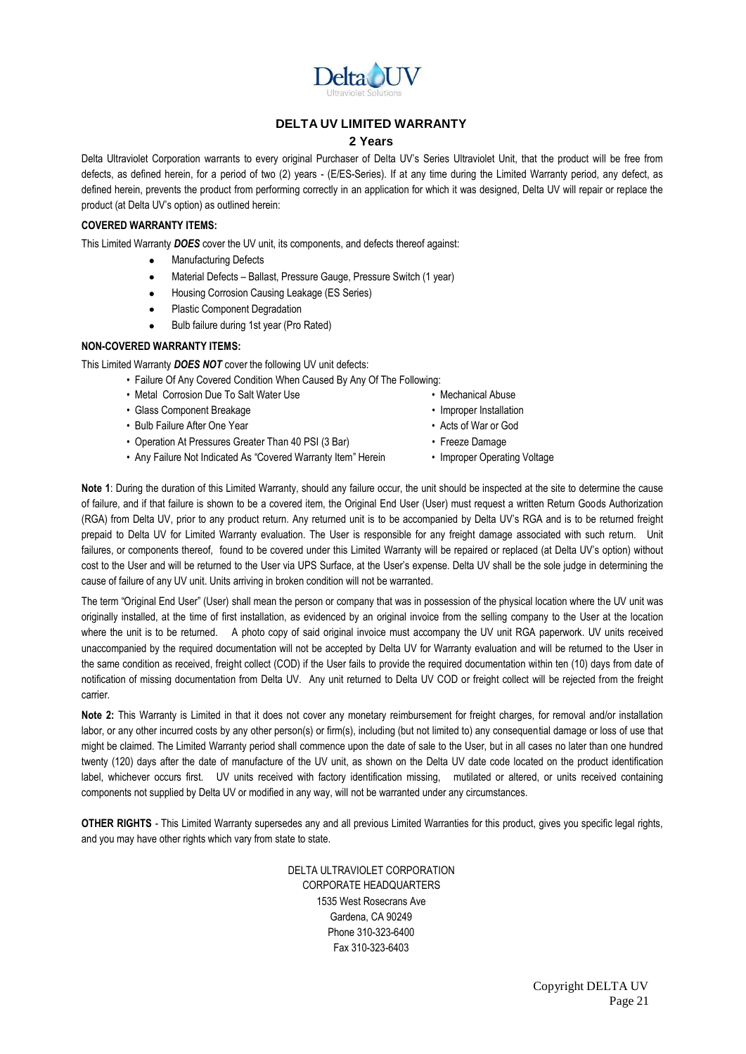# DELTA UV LIMITED WARRANTY

## 2 Years

Delta Ultraviolet Corporation warrants to every original Purchaser of Delta UV's Series Ultraviolet Unit, that the product will be free from defects, as defined herein, for a period of two (2) years - (E/ES-Series). If at any time during the Limited Warranty period, any defect, as defined herein, prevents the product from performing correctly in an application for which it was designed, Delta UV will repair or replace the product (at Delta UV's option) as outlined herein:

**COVERED WARRANTY ITEMS:**

This Limited Warranty ***DOES*** cover the UV unit, its components, and defects thereof against:

- Manufacturing Defects
- Material Defects – Ballast, Pressure Gauge, Pressure Switch (1 year)
- Housing Corrosion Causing Leakage (ES Series)
- Plastic Component Degradation
- Bulb failure during 1st year (Pro Rated)

**NON-COVERED WARRANTY ITEMS:**

This Limited Warranty ***DOES NOT*** cover the following UV unit defects:

- Failure Of Any Covered Condition When Caused By Any Of The Following:
- Metal Corrosion Due To Salt Water Use
- Glass Component Breakage
- Bulb Failure After One Year
- Operation At Pressures Greater Than 40 PSI (3 Bar)
- Any Failure Not Indicated As "Covered Warranty Item" Herein
- Mechanical Abuse
- Improper Installation
- Acts of War or God
- Freeze Damage
- Improper Operating Voltage

**Note 1**: During the duration of this Limited Warranty, should any failure occur, the unit should be inspected at the site to determine the cause of failure, and if that failure is shown to be a covered item, the Original End User (User) must request a written Return Goods Authorization (RGA) from Delta UV, prior to any product return. Any returned unit is to be accompanied by Delta UV's RGA and is to be returned freight prepaid to Delta UV for Limited Warranty evaluation. The User is responsible for any freight damage associated with such return. Unit failures, or components thereof, found to be covered under this Limited Warranty will be repaired or replaced (at Delta UV's option) without cost to the User and will be returned to the User via UPS Surface, at the User's expense. Delta UV shall be the sole judge in determining the cause of failure of any UV unit. Units arriving in broken condition will not be warranted.

The term "Original End User" (User) shall mean the person or company that was in possession of the physical location where the UV unit was originally installed, at the time of first installation, as evidenced by an original invoice from the selling company to the User at the location where the unit is to be returned. A photo copy of said original invoice must accompany the UV unit RGA paperwork. UV units received unaccompanied by the required documentation will not be accepted by Delta UV for Warranty evaluation and will be returned to the User in the same condition as received, freight collect (COD) if the User fails to provide the required documentation within ten (10) days from date of notification of missing documentation from Delta UV. Any unit returned to Delta UV COD or freight collect will be rejected from the freight carrier.

**Note 2:** This Warranty is Limited in that it does not cover any monetary reimbursement for freight charges, for removal and/or installation labor, or any other incurred costs by any other person(s) or firm(s), including (but not limited to) any consequential damage or loss of use that might be claimed. The Limited Warranty period shall commence upon the date of sale to the User, but in all cases no later than one hundred twenty (120) days after the date of manufacture of the UV unit, as shown on the Delta UV date code located on the product identification label, whichever occurs first. UV units received with factory identification missing, mutilated or altered, or units received containing components not supplied by Delta UV or modified in any way, will not be warranted under any circumstances.

**OTHER RIGHTS** - This Limited Warranty supersedes any and all previous Limited Warranties for this product, gives you specific legal rights, and you may have other rights which vary from state to state.

DELTA ULTRAVIOLET CORPORATION
CORPORATE HEADQUARTERS
1535 West Rosecrans Ave
Gardena, CA 90249
Phone 310-323-6400
Fax 310-323-6403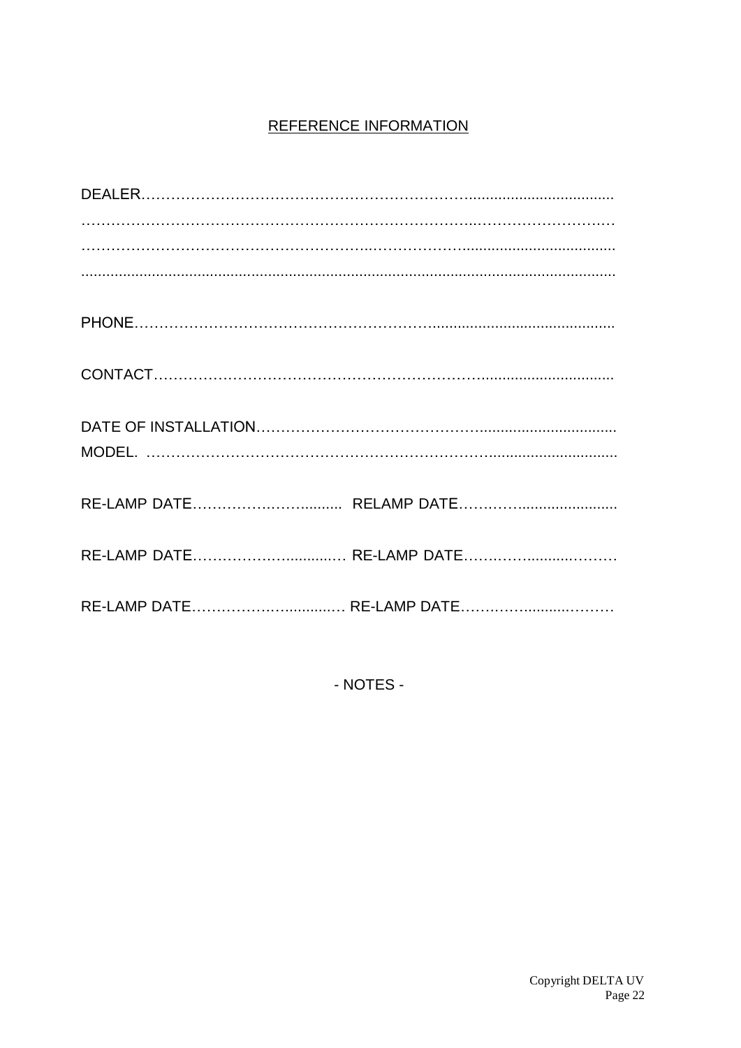## REFERENCE INFORMATION

DEALER…………………………………………………………………………………………
……………………………………………………………………………………………………
……………………………………………………………………………………………………
……………………………………………………………………………………………………

PHONE…………………………………………………………………………………………

CONTACT………………………………………………………………………………………

DATE OF INSTALLATION……………………………………………………………………
MODEL. ………………………………………………………………………………………

RE-LAMP DATE……………………………  RELAMP DATE…………………………

RE-LAMP DATE…………………………… RE-LAMP DATE…………………………

RE-LAMP DATE…………………………… RE-LAMP DATE…………………………

- NOTES -

Copyright DELTA UV